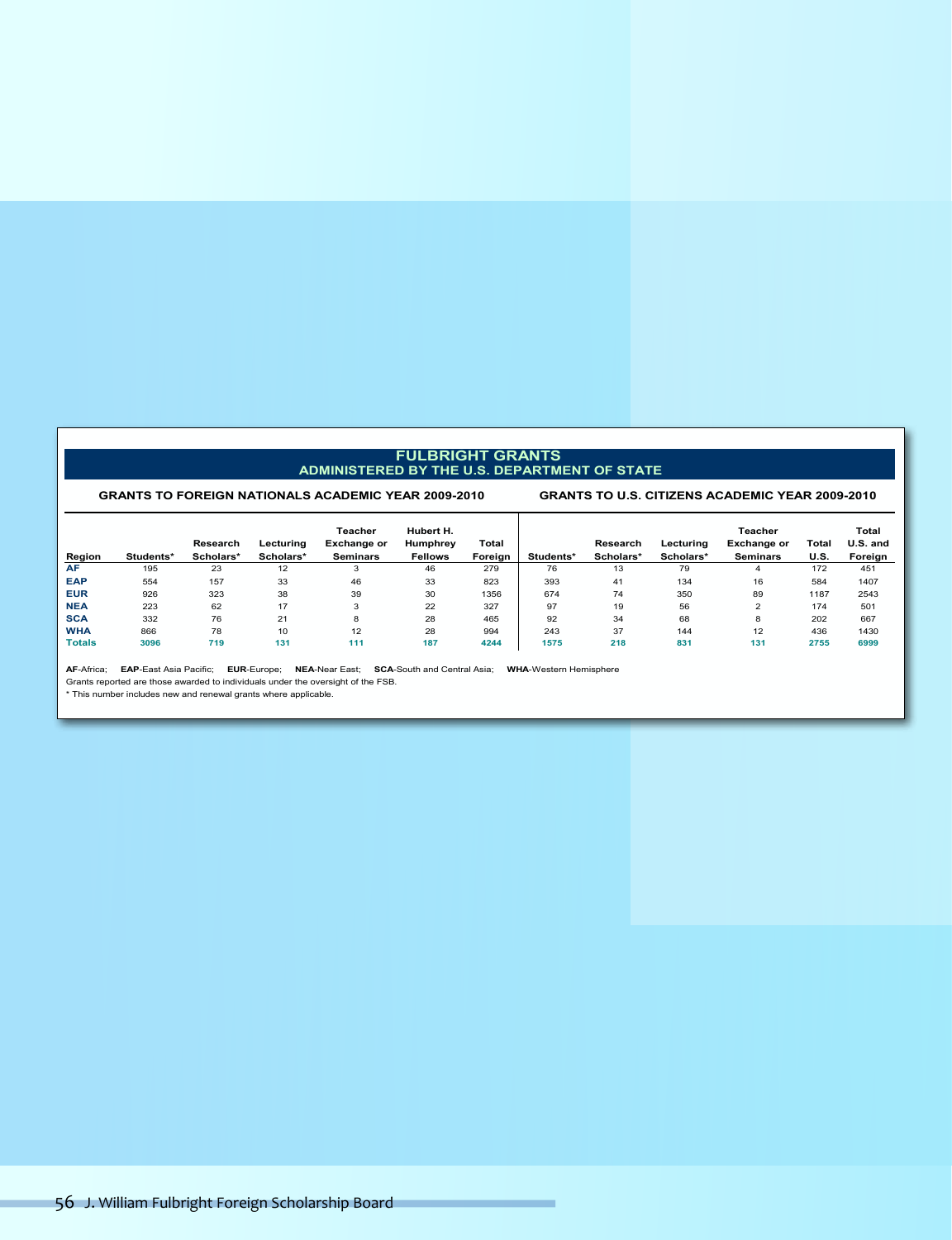## FULBRIGHT GRANTS
### ADMINISTERED BY THE U.S. DEPARTMENT OF STATE

| | GRANTS TO FOREIGN NATIONALS ACADEMIC YEAR 2009-2010 | | | | | | GRANTS TO U.S. CITIZENS ACADEMIC YEAR 2009-2010 | | | | | |
|---|---|---|---|---|---|---|---|---|---|---|---|---|
| Region | Students* | Research Scholars* | Lecturing Scholars* | Teacher Exchange or Seminars | Hubert H. Humphrey Fellows | Total Foreign | Students* | Research Scholars* | Lecturing Scholars* | Teacher Exchange or Seminars | Total U.S. | Total U.S. and Foreign |
| **AF** | 195 | 23 | 12 | 3 | 46 | 279 | 76 | 13 | 79 | 4 | 172 | 451 |
| **EAP** | 554 | 157 | 33 | 46 | 33 | 823 | 393 | 41 | 134 | 16 | 584 | 1407 |
| **EUR** | 926 | 323 | 38 | 39 | 30 | 1356 | 674 | 74 | 350 | 89 | 1187 | 2543 |
| **NEA** | 223 | 62 | 17 | 3 | 22 | 327 | 97 | 19 | 56 | 2 | 174 | 501 |
| **SCA** | 332 | 76 | 21 | 8 | 28 | 465 | 92 | 34 | 68 | 8 | 202 | 667 |
| **WHA** | 866 | 78 | 10 | 12 | 28 | 994 | 243 | 37 | 144 | 12 | 436 | 1430 |
| **Totals** | **3096** | **719** | **131** | **111** | **187** | **4244** | **1575** | **218** | **831** | **131** | **2755** | **6999** |

**AF**-Africa; **EAP**-East Asia Pacific; **EUR**-Europe; **NEA**-Near East; **SCA**-South and Central Asia; **WHA**-Western Hemisphere

Grants reported are those awarded to individuals under the oversight of the FSB.

* This number includes new and renewal grants where applicable.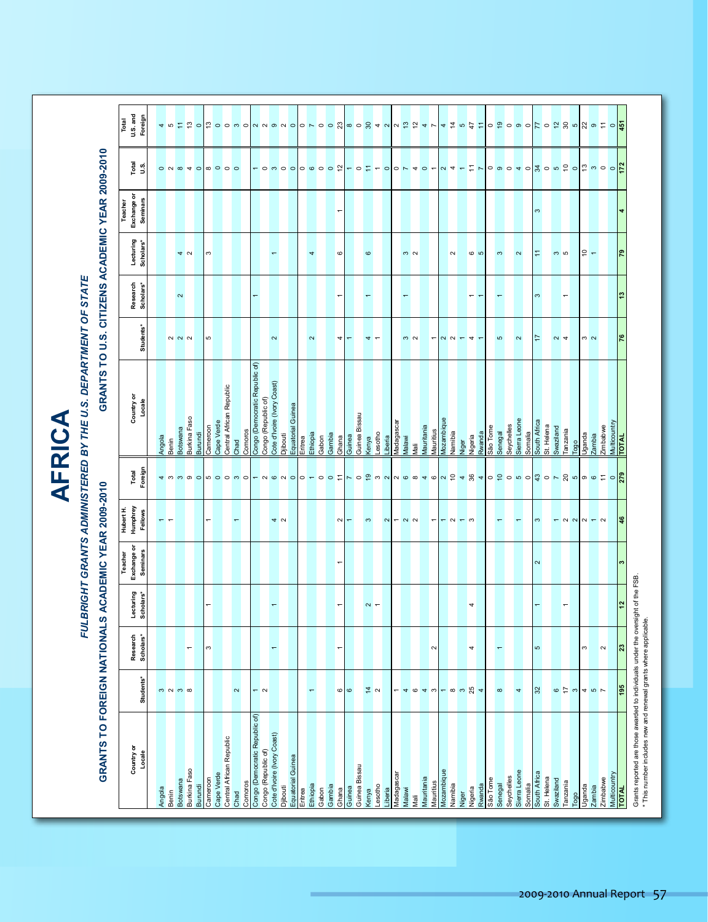# AFRICA

## FULBRIGHT GRANTS ADMINISTERED BY THE U.S. DEPARTMENT OF STATE

### GRANTS TO FOREIGN NATIONALS ACADEMIC YEAR 2009-2010

| Country or Locale | Students* | Research Scholars* | Lecturing Scholars* | Teacher Exchange or Seminars | Hubert H. Humphrey Fellows | Total Foreign |
|---|---|---|---|---|---|---|
| Angola | 3 | | | | 1 | 4 |
| Benin | 2 | | | | 1 | 3 |
| Botswana | 3 | | | | | 3 |
| Burkina Faso | 8 | 1 | | | | 9 |
| Burundi | | | | | | 0 |
| Cameroon | | 3 | 1 | | 1 | 5 |
| Cape Verde | | | | | | 0 |
| Central African Republic | | | | | | 0 |
| Chad | 2 | | | | 1 | 3 |
| Comoros | | | | | | 0 |
| Congo (Democratic Republic of) | 1 | | | | | 1 |
| Congo (Republic of) | 2 | | | | | 2 |
| Cote d'Ivoire (Ivory Coast) | | 1 | 1 | | 4 | 6 |
| Djibouti | | | | | 2 | 2 |
| Equatorial Guinea | | | | | | 0 |
| Eritrea | | | | | | 0 |
| Ethiopia | 1 | | | | | 1 |
| Gabon | | | | | | 0 |
| Gambia | | | | | | 0 |
| Ghana | 6 | 1 | 1 | 1 | 2 | 11 |
| Guinea | 6 | | | | 1 | 7 |
| Guinea Bissau | | | | | | 0 |
| Kenya | 14 | | 2 | | 3 | 19 |
| Lesotho | 2 | | 1 | | | 3 |
| Liberia | | | | | 2 | 2 |
| Madagascar | 1 | | | | 1 | 2 |
| Malawi | 4 | | | | 2 | 6 |
| Mali | 6 | | | | 2 | 8 |
| Mauritania | 4 | | | | | 4 |
| Mauritius | 3 | 2 | | | 1 | 6 |
| Mozambique | 1 | | | | 1 | 2 |
| Namibia | 8 | | | | 2 | 10 |
| Niger | 3 | | | | 1 | 4 |
| Nigeria | 25 | 4 | 4 | | 3 | 36 |
| Rwanda | 4 | | | | | 4 |
| São Tome | | | | | | 0 |
| Senegal | 8 | 1 | | | 1 | 10 |
| Seychelles | | | | | | 0 |
| Sierra Leone | 4 | | | | 1 | 5 |
| Somalia | | | | | | 0 |
| South Africa | 32 | 5 | 1 | 2 | 3 | 43 |
| St. Helena | | | | | | 0 |
| Swaziland | 6 | | | | 1 | 7 |
| Tanzania | 17 | | 1 | | 2 | 20 |
| Togo | 3 | | | | 2 | 5 |
| Uganda | 4 | 3 | | | 2 | 9 |
| Zambia | 5 | | | | 1 | 6 |
| Zimbabwe | 7 | 2 | | | 2 | 11 |
| Multicountry | | | | | | 0 |
| **TOTAL** | **195** | **23** | **12** | **3** | **46** | **279** |

### GRANTS TO U.S. CITIZENS ACADEMIC YEAR 2009-2010

| Country or Locale | Students* | Research Scholars* | Lecturing Scholars* | Teacher Exchange or Seminars | Total U.S. | Total U.S. and Foreign |
|---|---|---|---|---|---|---|
| Angola | | | | | 0 | 4 |
| Benin | 2 | | | | 2 | 5 |
| Botswana | 2 | 2 | 4 | | 8 | 11 |
| Burkina Faso | 2 | | 2 | | 4 | 13 |
| Burundi | | | | | 0 | 0 |
| Cameroon | 5 | | 3 | | 8 | 13 |
| Cape Verde | | | | | 0 | 0 |
| Central African Republic | | | | | 0 | 0 |
| Chad | | | | | 0 | 3 |
| Comoros | | | | | | 0 |
| Congo (Democratic Republic of) | | 1 | | | 1 | 2 |
| Congo (Republic of) | | | | | 0 | 2 |
| Cote d'Ivoire (Ivory Coast) | 2 | | 1 | | 3 | 9 |
| Djibouti | | | | | 0 | 2 |
| Equatorial Guinea | | | | | 0 | 0 |
| Eritrea | | | | | 0 | 0 |
| Ethiopia | 2 | | 4 | | 6 | 7 |
| Gabon | | | | | 0 | 0 |
| Gambia | | | | | 0 | 0 |
| Ghana | 4 | 1 | 6 | 1 | 12 | 23 |
| Guinea | 1 | | | | 1 | 8 |
| Guinea Bissau | | | | | 0 | 0 |
| Kenya | 4 | 1 | 6 | | 11 | 30 |
| Lesotho | 1 | | | | 1 | 4 |
| Liberia | | | | | 0 | 2 |
| Madagascar | | | | | 0 | 2 |
| Malawi | 3 | 1 | 3 | | 7 | 13 |
| Mali | 2 | | 2 | | 4 | 12 |
| Mauritania | | | | | 0 | 4 |
| Mauritius | 1 | | | | 1 | 7 |
| Mozambique | 2 | | | | 2 | 4 |
| Namibia | 2 | | 2 | | 4 | 14 |
| Niger | 1 | | | | 1 | 5 |
| Nigeria | 4 | 1 | 6 | | 11 | 47 |
| Rwanda | 1 | 1 | 5 | | 7 | 11 |
| São Tome | | | | | 0 | 0 |
| Senegal | 5 | 1 | 3 | | 9 | 19 |
| Seychelles | | | | | 0 | 0 |
| Sierra Leone | 2 | | 2 | | 4 | 9 |
| Somalia | | | | | 0 | 0 |
| South Africa | 17 | 3 | 11 | 3 | 34 | 77 |
| St. Helena | | | | | 0 | 0 |
| Swaziland | 2 | | 3 | | 5 | 12 |
| Tanzania | 4 | 1 | 5 | | 10 | 30 |
| Togo | | | | | 0 | 5 |
| Uganda | 3 | | 10 | | 13 | 22 |
| Zambia | 2 | | 1 | | 3 | 9 |
| Zimbabwe | | | | | 0 | 11 |
| Multicountry | | | | | 0 | 0 |
| **TOTAL** | **76** | **13** | **79** | **4** | **172** | **451** |

Grants reported are those awarded to individuals under the oversight of the FSB.
* This number includes new and renewal grants where applicable.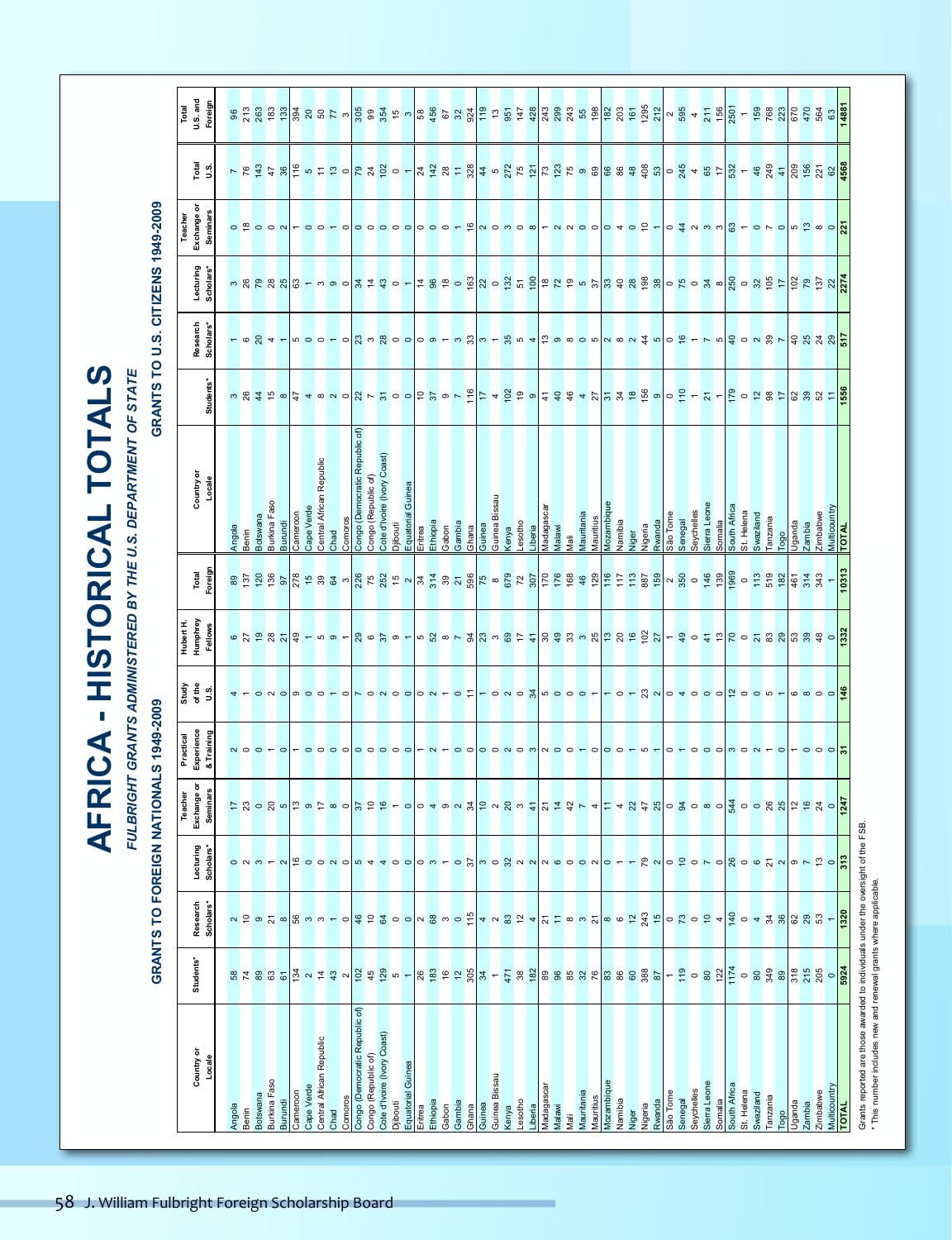# AFRICA - HISTORICAL TOTALS

## *FULBRIGHT GRANTS ADMINISTERED BY THE U.S. DEPARTMENT OF STATE*

### GRANTS TO FOREIGN NATIONALS 1949-2009

| Country or Locale | Students* | Research Scholars* | Lecturing Scholars* | Teacher Exchange or Seminars | Practical Experience & Training | Study of the U.S. | Hubert H. Humphrey Fellows | Total Foreign |
|---|---|---|---|---|---|---|---|---|
| Angola | 58 | 2 | 0 | 17 | 2 | 4 | 6 | 89 |
| Benin | 74 | 10 | 2 | 23 | 0 | 1 | 27 | 137 |
| Botswana | 89 | 9 | 3 | 0 | 0 | 0 | 19 | 120 |
| Burkina Faso | 63 | 21 | 1 | 20 | 1 | 2 | 28 | 136 |
| Burundi | 61 | 8 | 2 | 5 | 0 | 0 | 21 | 97 |
| Cameroon | 134 | 56 | 16 | 13 | 1 | 9 | 49 | 278 |
| Cape Verde | 2 | 3 | 0 | 9 | 0 | 0 | 1 | 15 |
| Central African Republic | 14 | 3 | 0 | 17 | 0 | 0 | 5 | 39 |
| Chad | 43 | 1 | 2 | 8 | 0 | 1 | 9 | 64 |
| Comoros | 2 | 0 | 0 | 0 | 0 | 0 | 1 | 3 |
| Congo (Democratic Republic of) | 102 | 46 | 5 | 37 | 0 | 7 | 29 | 226 |
| Congo (Republic of) | 45 | 10 | 4 | 10 | 0 | 0 | 6 | 75 |
| Cote d'Ivoire (Ivory Coast) | 129 | 64 | 4 | 16 | 0 | 2 | 37 | 252 |
| Djibouti | 5 | 0 | 0 | 1 | 0 | 0 | 9 | 15 |
| Equatorial Guinea | 1 | 0 | 0 | 0 | 0 | 0 | 1 | 2 |
| Eritrea | 26 | 2 | 0 | 0 | 1 | 0 | 5 | 34 |
| Ethiopia | 183 | 68 | 3 | 4 | 2 | 2 | 52 | 314 |
| Gabon | 16 | 3 | 1 | 9 | 1 | 1 | 8 | 39 |
| Gambia | 12 | 0 | 0 | 2 | 0 | 0 | 7 | 21 |
| Ghana | 305 | 115 | 37 | 34 | 0 | 11 | 94 | 596 |
| Guinea | 34 | 4 | 3 | 10 | 0 | 1 | 23 | 75 |
| Guinea Bissau | 1 | 2 | 0 | 2 | 0 | 0 | 3 | 8 |
| Kenya | 471 | 83 | 32 | 20 | 2 | 2 | 69 | 679 |
| Lesotho | 38 | 12 | 2 | 3 | 0 | 0 | 17 | 72 |
| Liberia | 182 | 4 | 2 | 41 | 3 | 34 | 41 | 307 |
| Madagascar | 89 | 21 | 2 | 21 | 2 | 5 | 30 | 170 |
| Malawi | 96 | 11 | 6 | 14 | 0 | 0 | 49 | 176 |
| Mali | 85 | 8 | 0 | 42 | 0 | 0 | 33 | 168 |
| Mauritania | 32 | 3 | 0 | 7 | 1 | 0 | 3 | 46 |
| Mauritius | 76 | 21 | 2 | 4 | 0 | 1 | 25 | 129 |
| Mozambique | 83 | 8 | 0 | 11 | 0 | 1 | 13 | 116 |
| Namibia | 86 | 6 | 1 | 4 | 0 | 0 | 20 | 117 |
| Niger | 60 | 12 | 1 | 22 | 1 | 1 | 16 | 113 |
| Nigeria | 388 | 243 | 79 | 47 | 5 | 23 | 102 | 887 |
| Rwanda | 87 | 15 | 2 | 25 | 1 | 2 | 27 | 159 |
| São Tome | 1 | 0 | 0 | 0 | 0 | 0 | 1 | 2 |
| Senegal | 119 | 73 | 10 | 94 | 1 | 4 | 49 | 350 |
| Seychelles | 0 | 0 | 0 | 0 | 0 | 0 | 0 | 0 |
| Sierra Leone | 80 | 10 | 7 | 8 | 0 | 0 | 41 | 146 |
| Somalia | 122 | 4 | 0 | 0 | 0 | 0 | 13 | 139 |
| South Africa | 1174 | 140 | 26 | 544 | 3 | 12 | 70 | 1969 |
| St. Helena | 0 | 0 | 0 | 0 | 0 | 0 | 0 | 0 |
| Swaziland | 80 | 4 | 6 | 0 | 2 | 0 | 21 | 113 |
| Tanzania | 349 | 34 | 21 | 26 | 1 | 5 | 83 | 519 |
| Togo | 89 | 36 | 2 | 25 | 0 | 1 | 29 | 182 |
| Uganda | 318 | 62 | 9 | 12 | 1 | 6 | 53 | 461 |
| Zambia | 215 | 29 | 7 | 16 | 0 | 8 | 39 | 314 |
| Zimbabwe | 205 | 53 | 13 | 24 | 0 | 0 | 48 | 343 |
| Multicountry | 0 | 1 | 0 | 0 | 0 | 0 | 0 | 1 |
| **TOTAL** | **5924** | **1320** | **313** | **1247** | **31** | **146** | **1332** | **10313** |

### GRANTS TO U.S. CITIZENS 1949-2009

| Country or Locale | Students* | Research Scholars* | Lecturing Scholars* | Teacher Exchange or Seminars | Total U.S. | Total U.S. and Foreign |
|---|---|---|---|---|---|---|
| Angola | 3 | 1 | 3 | 0 | 7 | 96 |
| Benin | 26 | 6 | 26 | 18 | 76 | 213 |
| Botswana | 44 | 20 | 79 | 0 | 143 | 263 |
| Burkina Faso | 15 | 4 | 28 | 0 | 47 | 183 |
| Burundi | 8 | 1 | 25 | 2 | 36 | 133 |
| Cameroon | 47 | 5 | 63 | 1 | 116 | 394 |
| Cape Verde | 4 | 0 | 1 | 0 | 5 | 20 |
| Central African Republic | 8 | 0 | 3 | 0 | 11 | 50 |
| Chad | 2 | 1 | 9 | 1 | 13 | 77 |
| Comoros | 0 | 0 | 0 | 0 | 0 | 3 |
| Congo (Democratic Republic of) | 22 | 23 | 34 | 0 | 79 | 305 |
| Congo (Republic of) | 7 | 3 | 14 | 0 | 24 | 99 |
| Cote d'Ivoire (Ivory Coast) | 31 | 28 | 43 | 0 | 102 | 354 |
| Djibouti | 0 | 0 | 0 | 0 | 0 | 15 |
| Equatorial Guinea | 0 | 0 | 1 | 0 | 1 | 3 |
| Eritrea | 10 | 0 | 14 | 0 | 24 | 58 |
| Ethiopia | 37 | 9 | 96 | 0 | 142 | 456 |
| Gabon | 9 | 1 | 18 | 0 | 28 | 67 |
| Gambia | 7 | 3 | 0 | 1 | 11 | 32 |
| Ghana | 116 | 33 | 163 | 16 | 328 | 924 |
| Guinea | 17 | 3 | 22 | 2 | 44 | 119 |
| Guinea Bissau | 4 | 1 | 0 | 0 | 5 | 13 |
| Kenya | 102 | 35 | 132 | 3 | 272 | 951 |
| Lesotho | 19 | 5 | 51 | 0 | 75 | 147 |
| Liberia | 9 | 4 | 100 | 8 | 121 | 428 |
| Madagascar | 41 | 13 | 18 | 1 | 73 | 243 |
| Malawi | 40 | 9 | 72 | 2 | 123 | 299 |
| Mali | 46 | 8 | 19 | 2 | 75 | 243 |
| Mauritania | 4 | 0 | 5 | 0 | 9 | 55 |
| Mauritius | 27 | 5 | 37 | 0 | 69 | 198 |
| Mozambique | 31 | 2 | 33 | 0 | 66 | 182 |
| Namibia | 34 | 8 | 40 | 4 | 86 | 203 |
| Niger | 18 | 2 | 28 | 0 | 48 | 161 |
| Nigeria | 156 | 44 | 198 | 10 | 408 | 1295 |
| Rwanda | 9 | 5 | 38 | 1 | 53 | 212 |
| São Tome | 0 | 0 | 0 | 0 | 0 | 2 |
| Senegal | 110 | 16 | 75 | 44 | 245 | 595 |
| Seychelles | 1 | 1 | 0 | 2 | 4 | 4 |
| Sierra Leone | 21 | 7 | 34 | 3 | 65 | 211 |
| Somalia | 1 | 5 | 8 | 3 | 17 | 156 |
| South Africa | 179 | 40 | 250 | 63 | 532 | 2501 |
| St. Helena | 0 | 0 | 0 | 1 | 1 | 1 |
| Swaziland | 12 | 2 | 32 | 0 | 46 | 159 |
| Tanzania | 98 | 39 | 105 | 7 | 249 | 768 |
| Togo | 17 | 7 | 17 | 0 | 41 | 223 |
| Uganda | 62 | 40 | 102 | 5 | 209 | 670 |
| Zambia | 39 | 25 | 79 | 13 | 156 | 470 |
| Zimbabwe | 52 | 24 | 137 | 8 | 221 | 564 |
| Multicountry | 11 | 29 | 22 | 0 | 62 | 63 |
| **TOTAL** | **1556** | **517** | **2274** | **221** | **4568** | **14881** |

Grants reported are those awarded to individuals under the oversight of the FSB.

\* This number includes new and renewal grants where applicable.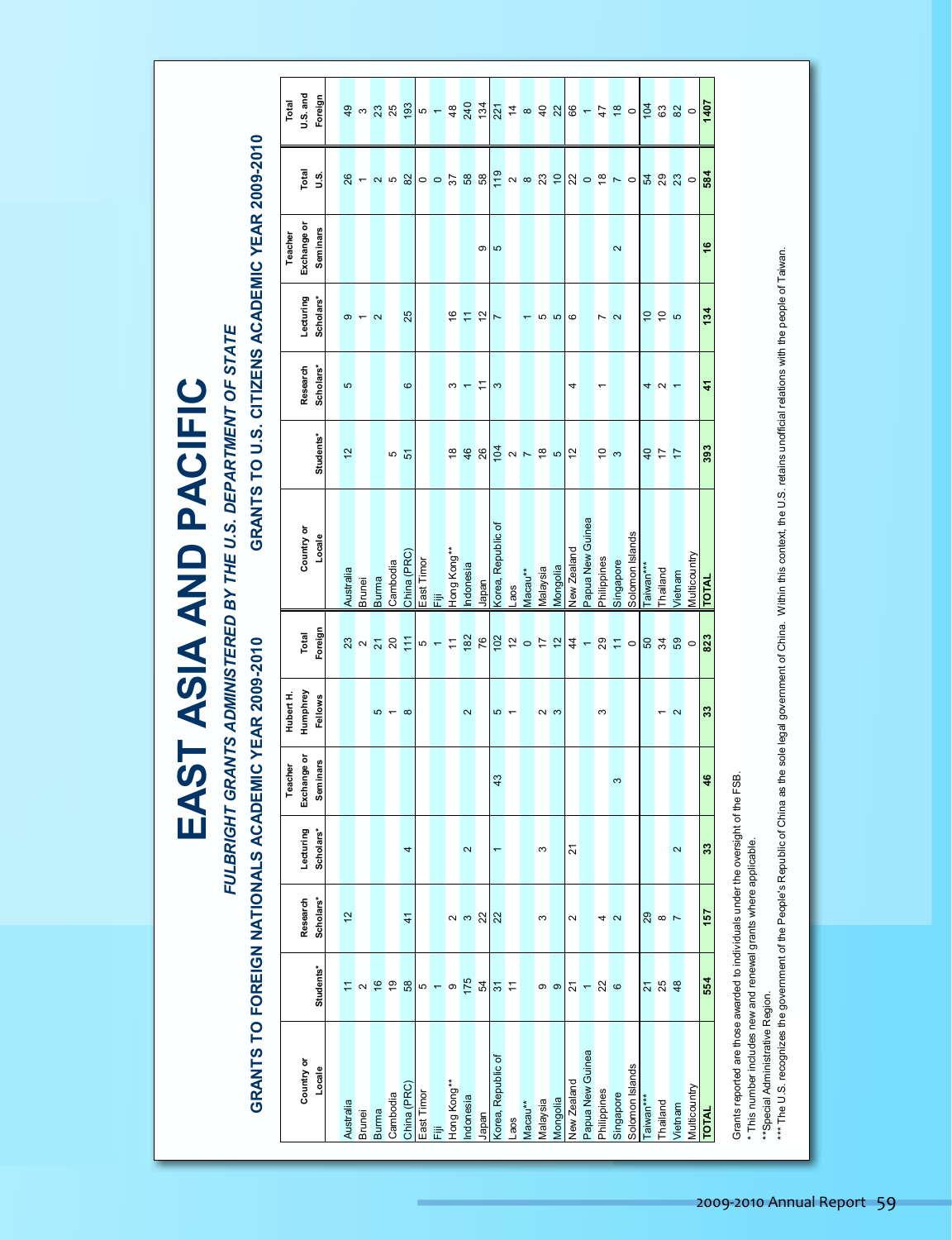# EAST ASIA AND PACIFIC

## *FULBRIGHT GRANTS ADMINISTERED BY THE U.S. DEPARTMENT OF STATE*

### GRANTS TO FOREIGN NATIONALS ACADEMIC YEAR 2009-2010

| Country or Locale | Students* | Research Scholars* | Lecturing Scholars* | Teacher Exchange or Seminars | Hubert H. Humphrey Fellows | Total Foreign |
|---|---|---|---|---|---|---|
| Australia | 11 | 12 | | | | 23 |
| Brunei | 2 | | | | | 2 |
| Burma | 16 | | | | 5 | 21 |
| Cambodia | 19 | | | | 1 | 20 |
| China (PRC) | 58 | 41 | 4 | | 8 | 111 |
| East Timor | 5 | | | | | 5 |
| Fiji | 1 | | | | | 1 |
| Hong Kong** | 9 | 2 | | | | 11 |
| Indonesia | 175 | 3 | 2 | | 2 | 182 |
| Japan | 54 | 22 | | | | 76 |
| Korea, Republic of | 31 | 22 | 1 | 43 | 5 | 102 |
| Laos | 11 | | | | 1 | 12 |
| Macau** | | | | | | 0 |
| Malaysia | 9 | 3 | 3 | | 2 | 17 |
| Mongolia | 9 | | | | 3 | 12 |
| New Zealand | 21 | 2 | 21 | | | 44 |
| Papua New Guinea | 1 | | | | | 1 |
| Philippines | 22 | 4 | | | 3 | 29 |
| Singapore | 6 | 2 | | 3 | | 11 |
| Solomon Islands | | | | | | 0 |
| Taiwan*** | 21 | 29 | | | | 50 |
| Thailand | 25 | 8 | | | 1 | 34 |
| Vietnam | 48 | 7 | 2 | | 2 | 59 |
| Multicountry | | | | | | 0 |
| **TOTAL** | **554** | **157** | **33** | **46** | **33** | **823** |

### GRANTS TO U.S. CITIZENS ACADEMIC YEAR 2009-2010

| Country or Locale | Students* | Research Scholars* | Lecturing Scholars* | Teacher Exchange or Seminars | Total U.S. | Total U.S. and Foreign |
|---|---|---|---|---|---|---|
| Australia | 12 | 5 | 9 | | 26 | 49 |
| Brunei | | | 1 | | 1 | 3 |
| Burma | | | 2 | | 2 | 23 |
| Cambodia | 5 | | | | 5 | 25 |
| China (PRC) | 51 | 6 | 25 | | 82 | 193 |
| East Timor | | | | | 0 | 5 |
| Fiji | | | | | 0 | 1 |
| Hong Kong** | 18 | 3 | 16 | | 37 | 48 |
| Indonesia | 46 | 1 | 11 | | 58 | 240 |
| Japan | 26 | 11 | 12 | 9 | 58 | 134 |
| Korea, Republic of | 104 | 3 | 7 | 5 | 119 | 221 |
| Laos | 2 | | | | 2 | 14 |
| Macau** | 7 | | 1 | | 8 | 8 |
| Malaysia | 18 | | 5 | | 23 | 40 |
| Mongolia | 5 | | 5 | | 10 | 22 |
| New Zealand | 12 | 4 | 6 | | 22 | 66 |
| Papua New Guinea | | | | | 0 | 1 |
| Philippines | 10 | 1 | 7 | | 18 | 47 |
| Singapore | 3 | | 2 | 2 | 7 | 18 |
| Solomon Islands | | | | | 0 | 0 |
| Taiwan*** | 40 | 4 | 10 | | 54 | 104 |
| Thailand | 17 | 2 | 10 | | 29 | 63 |
| Vietnam | 17 | 1 | 5 | | 23 | 82 |
| Multicountry | | | | | 0 | 0 |
| **TOTAL** | **393** | **41** | **134** | **16** | **584** | **1407** |

Grants reported are those awarded to individuals under the oversight of the FSB.

\* This number includes new and renewal grants where applicable.

**Special Administrative Region.

*** The U.S. recognizes the government of the People's Republic of China as the sole legal government of China. Within this context, the U.S. retains unofficial relations with the people of Taiwan.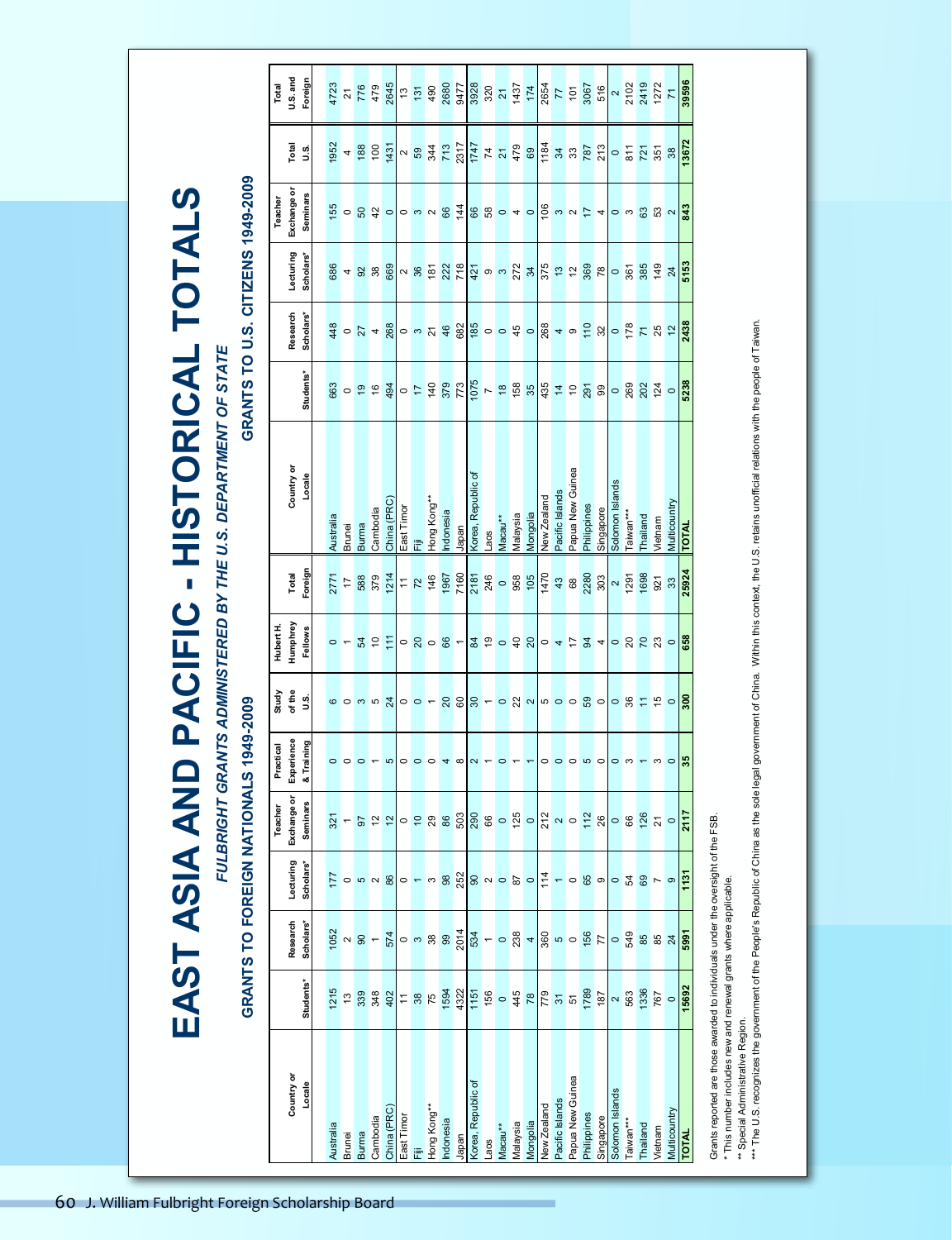# EAST ASIA AND PACIFIC - HISTORICAL TOTALS

## *FULBRIGHT GRANTS ADMINISTERED BY THE U.S. DEPARTMENT OF STATE*

### GRANTS TO FOREIGN NATIONALS 1949-2009

| Country or Locale | Students* | Research Scholars* | Lecturing Scholars* | Teacher Exchange or Seminars | Practical Experience & Training | Study of the U.S. | Hubert H. Humphrey Fellows | Total Foreign |
|---|---|---|---|---|---|---|---|---|
| Australia | 1215 | 1052 | 177 | 321 | 0 | 6 | 0 | 2771 |
| Brunei | 13 | 2 | 0 | 1 | 0 | 0 | 1 | 17 |
| Burma | 339 | 90 | 5 | 97 | 0 | 3 | 54 | 588 |
| Cambodia | 348 | 1 | 2 | 12 | 1 | 5 | 10 | 379 |
| China (PRC) | 402 | 574 | 86 | 12 | 5 | 24 | 111 | 1214 |
| East Timor | 11 | 0 | 0 | 0 | 0 | 0 | 0 | 11 |
| Fiji | 38 | 3 | 1 | 10 | 0 | 0 | 20 | 72 |
| Hong Kong** | 75 | 38 | 3 | 29 | 0 | 1 | 0 | 146 |
| Indonesia | 1594 | 99 | 98 | 86 | 4 | 20 | 66 | 1967 |
| Japan | 4322 | 2014 | 252 | 503 | 8 | 60 | 1 | 7160 |
| Korea, Republic of | 1151 | 534 | 90 | 290 | 2 | 30 | 84 | 2181 |
| Laos | 156 | 1 | 2 | 66 | 1 | 1 | 19 | 246 |
| Macau** | 0 | 0 | 0 | 0 | 0 | 0 | 0 | 0 |
| Malaysia | 445 | 238 | 87 | 125 | 1 | 22 | 40 | 958 |
| Mongolia | 78 | 4 | 0 | 0 | 1 | 2 | 20 | 105 |
| New Zealand | 779 | 360 | 114 | 212 | 0 | 5 | 0 | 1470 |
| Pacific Islands | 31 | 5 | 1 | 2 | 0 | 0 | 4 | 43 |
| Papua New Guinea | 51 | 0 | 0 | 0 | 0 | 0 | 17 | 68 |
| Philippines | 1789 | 156 | 65 | 112 | 5 | 59 | 94 | 2280 |
| Singapore | 187 | 77 | 9 | 26 | 0 | 0 | 4 | 303 |
| Solomon Islands | 2 | 0 | 0 | 0 | 0 | 0 | 0 | 2 |
| Taiwan*** | 563 | 549 | 54 | 66 | 3 | 36 | 20 | 1291 |
| Thailand | 1336 | 85 | 69 | 126 | 1 | 11 | 70 | 1698 |
| Vietnam | 767 | 85 | 7 | 21 | 3 | 15 | 23 | 921 |
| Multicountry | 0 | 24 | 9 | 0 | 0 | 0 | 0 | 33 |
| **TOTAL** | **15692** | **5991** | **1131** | **2117** | **35** | **300** | **658** | **25924** |

### GRANTS TO U.S. CITIZENS 1949-2009

| Country or Locale | Students* | Research Scholars* | Lecturing Scholars* | Teacher Exchange or Seminars | Total U.S. | Total U.S. and Foreign |
|---|---|---|---|---|---|---|
| Australia | 663 | 448 | 686 | 155 | 1952 | 4723 |
| Brunei | 0 | 0 | 4 | 0 | 4 | 21 |
| Burma | 19 | 27 | 92 | 50 | 188 | 776 |
| Cambodia | 16 | 4 | 38 | 42 | 100 | 479 |
| China (PRC) | 494 | 268 | 669 | 0 | 1431 | 2645 |
| East Timor | 0 | 0 | 2 | 0 | 2 | 13 |
| Fiji | 17 | 3 | 36 | 3 | 59 | 131 |
| Hong Kong** | 140 | 21 | 181 | 2 | 344 | 490 |
| Indonesia | 379 | 46 | 222 | 66 | 713 | 2680 |
| Japan | 773 | 682 | 718 | 144 | 2317 | 9477 |
| Korea, Republic of | 1075 | 185 | 421 | 66 | 1747 | 3928 |
| Laos | 7 | 0 | 9 | 58 | 74 | 320 |
| Macau** | 18 | 0 | 3 | 0 | 21 | 21 |
| Malaysia | 158 | 45 | 272 | 4 | 479 | 1437 |
| Mongolia | 35 | 0 | 34 | 0 | 69 | 174 |
| New Zealand | 435 | 268 | 375 | 106 | 1184 | 2654 |
| Pacific Islands | 14 | 4 | 13 | 3 | 34 | 77 |
| Papua New Guinea | 10 | 9 | 12 | 2 | 33 | 101 |
| Philippines | 291 | 110 | 369 | 17 | 787 | 3067 |
| Singapore | 99 | 32 | 78 | 4 | 213 | 516 |
| Solomon Islands | 0 | 0 | 0 | 0 | 0 | 2 |
| Taiwan*** | 269 | 178 | 361 | 3 | 811 | 2102 |
| Thailand | 202 | 71 | 385 | 63 | 721 | 2419 |
| Vietnam | 124 | 25 | 149 | 53 | 351 | 1272 |
| Multicountry | 0 | 12 | 24 | 2 | 38 | 71 |
| **TOTAL** | **5238** | **2438** | **5153** | **843** | **13672** | **39596** |

Grants reported are those awarded to individuals under the oversight of the FSB.

\* This number includes new and renewal grants where applicable.

\** Special Administrative Region.

\*** The U.S. recognizes the government of the People's Republic of China as the sole legal government of China. Within this context, the U.S. retains unofficial relations with the people of Taiwan.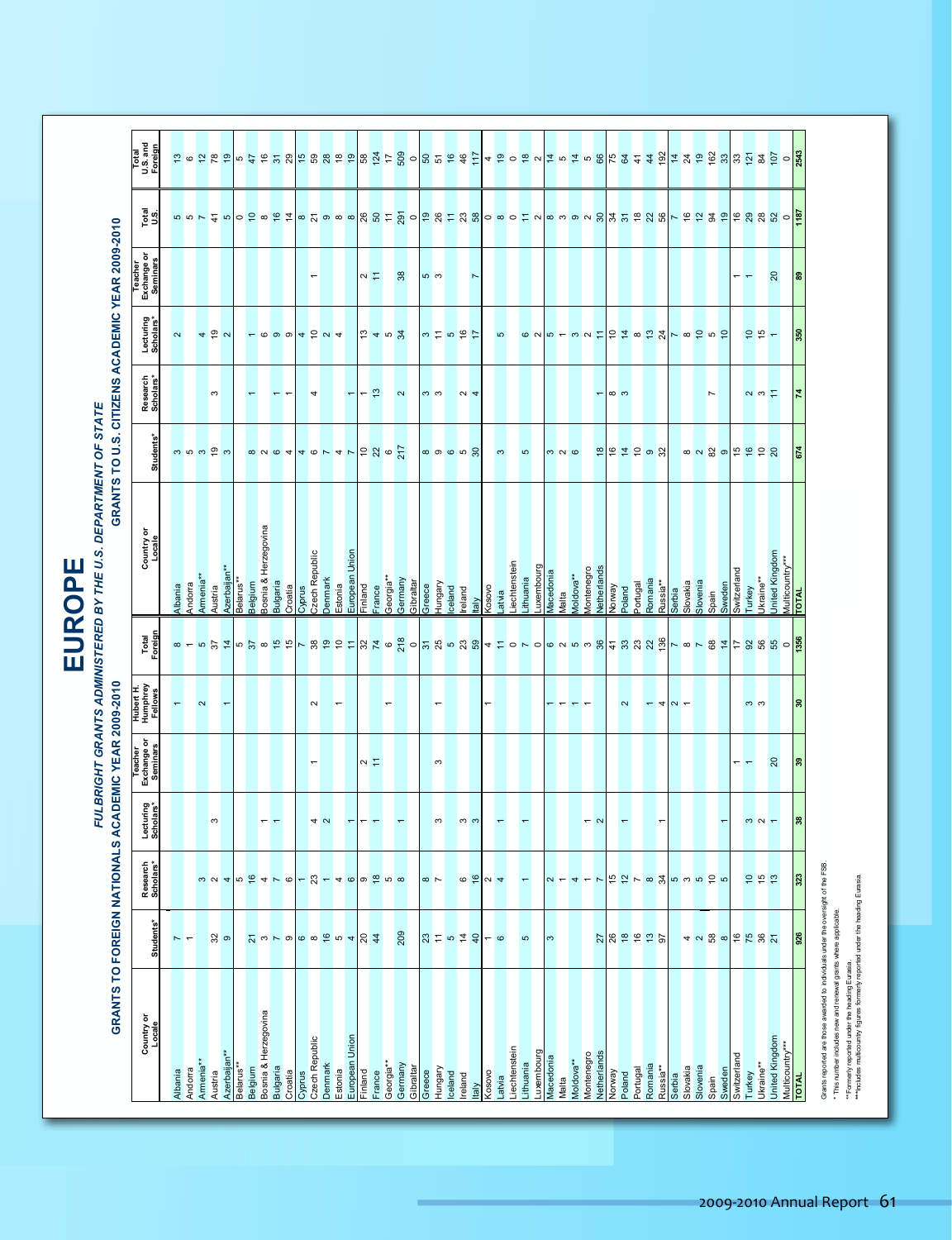# EUROPE

## *FULBRIGHT GRANTS ADMINISTERED BY THE U.S. DEPARTMENT OF STATE*

### GRANTS TO FOREIGN NATIONALS ACADEMIC YEAR 2009-2010

| Country or Locale | Students* | Research Scholars* | Lecturing Scholars* | Teacher Exchange or Seminars | Hubert H. Humphrey Fellows | Total Foreign |
|---|---|---|---|---|---|---|
| Albania | 7 | | | | 1 | 8 |
| Andorra | 1 | | | | | 1 |
| Armenia** | | 3 | | | 2 | 5 |
| Austria | 32 | 2 | 3 | | | 37 |
| Azerbaijan** | 9 | 4 | | | 1 | 14 |
| Belarus** | | 5 | | | | 5 |
| Belgium | 21 | 16 | | | | 37 |
| Bosnia & Herzegovina | 3 | 4 | 1 | | | 8 |
| Bulgaria | 7 | 7 | 1 | | | 15 |
| Croatia | 9 | 6 | | | | 15 |
| Cyprus | 6 | 1 | | | | 7 |
| Czech Republic | 8 | 23 | 4 | 1 | 2 | 38 |
| Denmark | 16 | 1 | 2 | | | 19 |
| Estonia | 5 | 4 | | | 1 | 10 |
| European Union | 4 | 6 | 1 | | | 11 |
| Finland | 20 | 9 | 1 | 2 | | 32 |
| France | 44 | 18 | 1 | 11 | | 74 |
| Georgia** | | 5 | | | 1 | 6 |
| Germany | 209 | 8 | 1 | | | 218 |
| Gibraltar | | | | | | 0 |
| Greece | 23 | 8 | | | | 31 |
| Hungary | 11 | 7 | 3 | 3 | 1 | 25 |
| Iceland | 5 | | | | | 5 |
| Ireland | 14 | 6 | 3 | | | 23 |
| Italy | 40 | 16 | 3 | | | 59 |
| Kosovo | 1 | 2 | | | 1 | 4 |
| Latvia | 6 | 4 | 1 | | | 11 |
| Liechtenstein | | | | | | 0 |
| Lithuania | 5 | 1 | 1 | | | 7 |
| Luxembourg | | | | | | 0 |
| Macedonia | 3 | 2 | | | 1 | 6 |
| Malta | | 1 | | | 1 | 2 |
| Moldova** | | 4 | | | 1 | 5 |
| Montenegro | | 1 | 1 | | 1 | 3 |
| Netherlands | 27 | 7 | 2 | | | 36 |
| Norway | 26 | 15 | | | | 41 |
| Poland | 18 | 12 | 1 | | 2 | 33 |
| Portugal | 16 | 7 | | | | 23 |
| Romania | 13 | 8 | | | 1 | 22 |
| Russia** | 97 | 34 | 1 | | 4 | 136 |
| Serbia | | 5 | | | 2 | 7 |
| Slovakia | 4 | 3 | | | 1 | 8 |
| Slovenia | 2 | 5 | | | | 7 |
| Spain | 58 | 10 | | | | 68 |
| Sweden | 8 | 5 | 1 | | | 14 |
| Switzerland | 16 | | | 1 | | 17 |
| Turkey | 75 | 10 | 3 | 1 | 3 | 92 |
| Ukraine** | 36 | 15 | 2 | | 3 | 56 |
| United Kingdom | 21 | 13 | 1 | 20 | | 55 |
| Multicountry*** | | | | | | 0 |
| **TOTAL** | **926** | **323** | **38** | **39** | **30** | **1356** |

### GRANTS TO U.S. CITIZENS ACADEMIC YEAR 2009-2010

| Country or Locale | Students* | Research Scholars* | Lecturing Scholars* | Teacher Exchange or Seminars | Total U.S. | Total U.S. and Foreign |
|---|---|---|---|---|---|---|
| Albania | 3 | | 2 | | 5 | 13 |
| Andorra | 5 | | | | 5 | 6 |
| Armenia** | 3 | | 4 | | 7 | 12 |
| Austria | 19 | 3 | 19 | | 41 | 78 |
| Azerbaijan** | 3 | | 2 | | 5 | 19 |
| Belarus** | | | | | 0 | 5 |
| Belgium | 8 | 1 | 1 | | 10 | 47 |
| Bosnia & Herzegovina | 2 | | 6 | | 8 | 16 |
| Bulgaria | 6 | 1 | 9 | | 16 | 31 |
| Croatia | 4 | 1 | 9 | | 14 | 29 |
| Cyprus | 4 | | 4 | | 8 | 15 |
| Czech Republic | 6 | 4 | 10 | 1 | 21 | 59 |
| Denmark | 7 | | 2 | | 9 | 28 |
| Estonia | 4 | | 4 | | 8 | 18 |
| European Union | 7 | 1 | | | 8 | 19 |
| Finland | 10 | 1 | 13 | 2 | 26 | 58 |
| France | 22 | 13 | 4 | 11 | 50 | 124 |
| Georgia** | 6 | | 5 | | 11 | 17 |
| Germany | 217 | 2 | 34 | 38 | 291 | 509 |
| Gibraltar | | | | | 0 | 0 |
| Greece | 8 | 3 | 3 | 5 | 19 | 50 |
| Hungary | 9 | 3 | 11 | 3 | 26 | 51 |
| Iceland | 6 | | 5 | | 11 | 16 |
| Ireland | 5 | 2 | 16 | | 23 | 46 |
| Italy | 30 | 4 | 17 | 7 | 58 | 117 |
| Kosovo | | | | | 0 | 4 |
| Latvia | 3 | | 5 | | 8 | 19 |
| Liechtenstein | | | | | 0 | 0 |
| Lithuania | 5 | | 6 | | 11 | 18 |
| Luxembourg | | | 2 | | 2 | 2 |
| Macedonia | 3 | | 5 | | 8 | 14 |
| Malta | 2 | | 1 | | 3 | 5 |
| Moldova** | 6 | | 3 | | 9 | 14 |
| Montenegro | | | 2 | | 2 | 5 |
| Netherlands | 18 | 1 | 11 | | 30 | 66 |
| Norway | 16 | 8 | 10 | | 34 | 75 |
| Poland | 14 | 3 | 14 | | 31 | 64 |
| Portugal | 10 | | 8 | | 18 | 41 |
| Romania | 9 | | 13 | | 22 | 44 |
| Russia** | 32 | | 24 | | 56 | 192 |
| Serbia | | | 7 | | 7 | 14 |
| Slovakia | 8 | | 8 | | 16 | 24 |
| Slovenia | 2 | | 10 | | 12 | 19 |
| Spain | 82 | 7 | 5 | | 94 | 162 |
| Sweden | 9 | | 10 | | 19 | 33 |
| Switzerland | 15 | | | 1 | 16 | 33 |
| Turkey | 16 | 2 | 10 | 1 | 29 | 121 |
| Ukraine** | 10 | 3 | 15 | | 28 | 84 |
| United Kingdom | 20 | 11 | 1 | 20 | 52 | 107 |
| Multicountry*** | | | | | 0 | 0 |
| **TOTAL** | **674** | **74** | **350** | **89** | **1187** | **2543** |

Grants reported are those awarded to individuals under the oversight of the FSB.

\* This number includes new and renewal grants where applicable.

\*\* Formerly reported under the heading Eurasia.

\*\*\* Includes multicountry figures formerly reported under the heading Eurasia.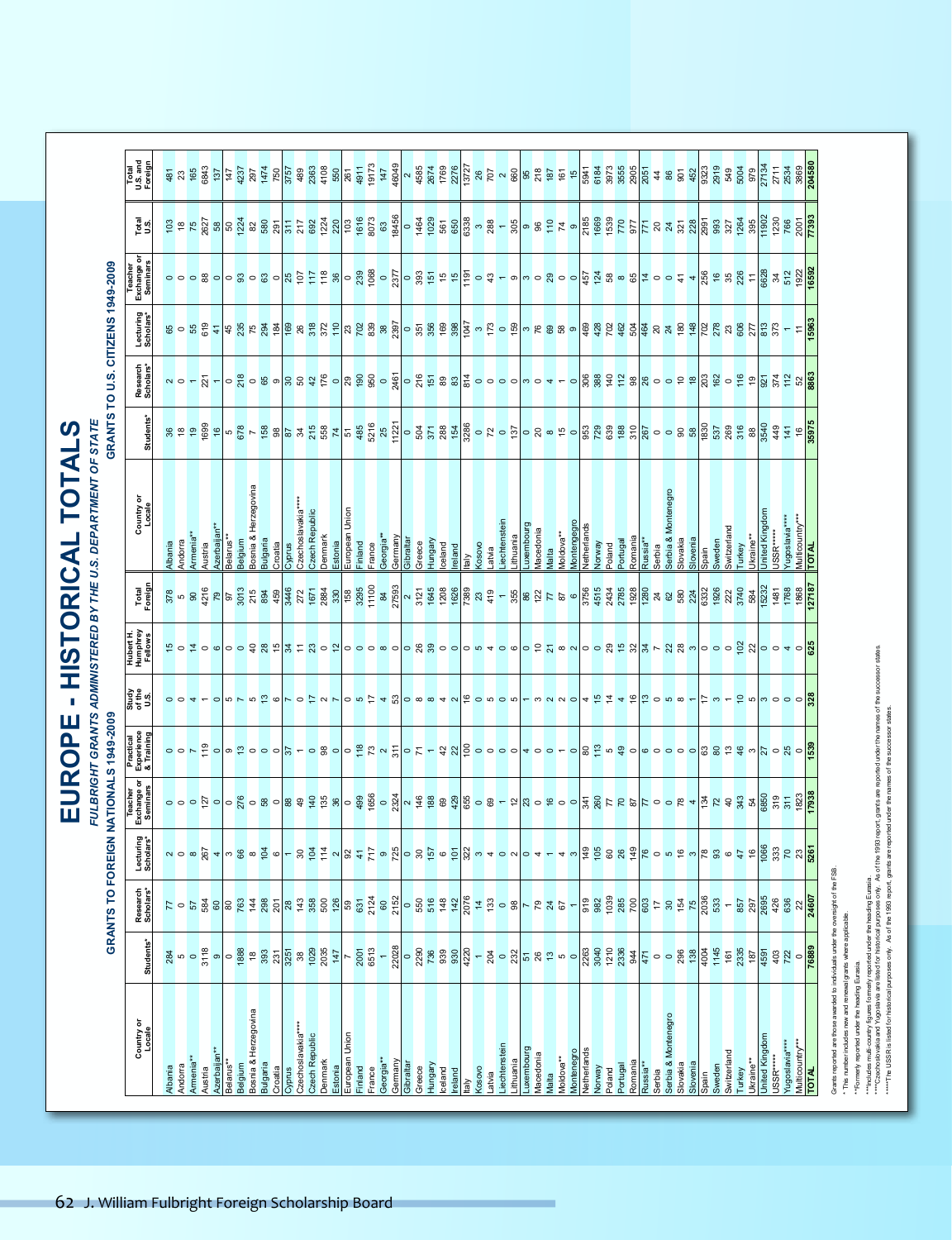# EUROPE - HISTORICAL TOTALS

### *FULBRIGHT GRANTS ADMINISTERED BY THE U.S. DEPARTMENT OF STATE*

## GRANTS TO FOREIGN NATIONALS 1949-2009

| Country or Locale | Students* | Research Scholars* | Lecturing Scholars* | Teacher Exchange or Seminars | Practical Experience & Training | Study of the U.S. | Hubert H. Humphrey Fellows | Total Foreign |
|---|---|---|---|---|---|---|---|---|
| Albania | 284 | 77 | 2 | 0 | 0 | 0 | 15 | 378 |
| Andorra | 5 | 0 | 0 | 0 | 0 | 0 | 0 | 5 |
| Armenia** | 0 | 57 | 8 | 0 | 7 | 4 | 14 | 90 |
| Austria | 3118 | 584 | 267 | 127 | 119 | 1 | 0 | 4216 |
| Azerbaijan** | 9 | 60 | 4 | 0 | 0 | 0 | 6 | 79 |
| Belarus** | 0 | 80 | 3 | 0 | 9 | 5 | 0 | 97 |
| Belgium | 1888 | 763 | 66 | 276 | 13 | 7 | 0 | 3013 |
| Bosnia & Herzegovina | 18 | 144 | 8 | 0 | 0 | 5 | 40 | 215 |
| Bulgaria | 393 | 298 | 104 | 58 | 0 | 13 | 28 | 894 |
| Croatia | 231 | 201 | 6 | 0 | 0 | 6 | 15 | 459 |
| Cyprus | 3251 | 28 | 1 | 88 | 37 | 7 | 34 | 3446 |
| Czechoslovakia**** | 38 | 143 | 30 | 49 | 1 | 0 | 11 | 272 |
| Czech Republic | 1029 | 358 | 104 | 140 | 0 | 17 | 23 | 1671 |
| Denmark | 2035 | 500 | 114 | 135 | 98 | 2 | 0 | 2884 |
| Estonia | 147 | 126 | 2 | 36 | 0 | 7 | 12 | 330 |
| European Union | 7 | 59 | 92 | 0 | 0 | 0 | 0 | 158 |
| Finland | 2001 | 631 | 41 | 499 | 118 | 5 | 0 | 3295 |
| France | 6513 | 2124 | 717 | 1656 | 73 | 17 | 0 | 11100 |
| Georgia** | 1 | 60 | 9 | 0 | 2 | 4 | 8 | 84 |
| Germany | 22028 | 2152 | 725 | 2324 | 311 | 53 | 0 | 27593 |
| Gibraltar | 0 | 0 | 0 | 2 | 0 | 0 | 0 | 2 |
| Greece | 2290 | 550 | 30 | 146 | 71 | 8 | 26 | 3121 |
| Hungary | 736 | 516 | 157 | 188 | 1 | 8 | 39 | 1645 |
| Iceland | 939 | 148 | 6 | 69 | 42 | 4 | 0 | 1208 |
| Ireland | 930 | 142 | 101 | 429 | 22 | 2 | 0 | 1626 |
| Italy | 4220 | 2076 | 322 | 655 | 100 | 16 | 0 | 7389 |
| Kosovo | 1 | 14 | 3 | 0 | 0 | 0 | 5 | 23 |
| Latvia | 204 | 133 | 4 | 69 | 0 | 5 | 4 | 419 |
| Liechtenstein | 0 | 0 | 0 | 1 | 0 | 0 | 0 | 1 |
| Lithuania | 232 | 98 | 2 | 12 | 0 | 5 | 6 | 355 |
| Luxembourg | 51 | 7 | 0 | 23 | 4 | 1 | 0 | 86 |
| Macedonia | 26 | 79 | 4 | 0 | 0 | 3 | 10 | 122 |
| Malta | 13 | 24 | 1 | 16 | 0 | 2 | 21 | 77 |
| Moldova** | 5 | 67 | 4 | 0 | 1 | 2 | 8 | 87 |
| Montenegro | 0 | 1 | 3 | 0 | 0 | 0 | 2 | 6 |
| Netherlands | 2263 | 919 | 149 | 341 | 80 | 4 | 0 | 3756 |
| Norway | 3040 | 982 | 105 | 260 | 113 | 15 | 0 | 4515 |
| Poland | 1210 | 1039 | 60 | 77 | 5 | 14 | 29 | 2434 |
| Portugal | 2336 | 285 | 26 | 70 | 49 | 4 | 15 | 2785 |
| Romania | 944 | 700 | 149 | 87 | 0 | 16 | 32 | 1928 |
| Russia** | 471 | 603 | 76 | 77 | 6 | 13 | 34 | 1280 |
| Serbia | 0 | 17 | 0 | 0 | 0 | 0 | 7 | 24 |
| Serbia & Montenegro | 0 | 30 | 5 | 0 | 0 | 5 | 22 | 62 |
| Slovakia | 296 | 154 | 16 | 78 | 0 | 8 | 28 | 580 |
| Slovenia | 138 | 75 | 3 | 4 | 0 | 1 | 3 | 224 |
| Spain | 4004 | 2036 | 78 | 134 | 63 | 17 | 0 | 6332 |
| Sweden | 1145 | 533 | 93 | 72 | 80 | 3 | 0 | 1926 |
| Switzerland | 161 | 1 | 6 | 40 | 13 | 1 | 0 | 222 |
| Turkey | 2335 | 857 | 47 | 343 | 46 | 10 | 102 | 3740 |
| Ukraine** | 187 | 297 | 16 | 54 | 3 | 5 | 22 | 584 |
| United Kingdom | 4591 | 2695 | 1066 | 6850 | 27 | 3 | 0 | 15232 |
| USSR***** | 403 | 426 | 333 | 319 | 0 | 0 | 0 | 1481 |
| Yugoslavia**** | 722 | 636 | 70 | 311 | 25 | 0 | 4 | 1768 |
| Multicountry*** | 0 | 22 | 23 | 1823 | 0 | 0 | 0 | 1868 |
| **TOTAL** | **76889** | **24607** | **5261** | **17938** | **1539** | **328** | **625** | **127187** |

## GRANTS TO U.S. CITIZENS 1949-2009

| Country or Locale | Students* | Research Scholars* | Lecturing Scholars* | Teacher Exchange or Seminars | Total U.S. | Total U.S. and Foreign |
|---|---|---|---|---|---|---|
| Albania | 36 | 2 | 65 | 0 | 103 | 481 |
| Andorra | 18 | 0 | 0 | 0 | 18 | 23 |
| Armenia** | 19 | 1 | 55 | 0 | 75 | 165 |
| Austria | 1699 | 221 | 619 | 88 | 2627 | 6843 |
| Azerbaijan** | 16 | 1 | 41 | 0 | 58 | 137 |
| Belarus** | 5 | 0 | 45 | 0 | 50 | 147 |
| Belgium | 678 | 218 | 235 | 93 | 1224 | 4237 |
| Bosnia & Herzegovina | 7 | 0 | 75 | 0 | 82 | 297 |
| Bulgaria | 158 | 65 | 294 | 63 | 580 | 1474 |
| Croatia | 98 | 9 | 184 | 0 | 291 | 750 |
| Cyprus | 87 | 30 | 169 | 25 | 311 | 3757 |
| Czechoslovakia**** | 34 | 50 | 26 | 107 | 217 | 489 |
| Czech Republic | 215 | 42 | 318 | 117 | 692 | 2363 |
| Denmark | 558 | 176 | 372 | 118 | 1224 | 4108 |
| Estonia | 74 | 0 | 110 | 36 | 220 | 550 |
| European Union | 51 | 29 | 23 | 0 | 103 | 261 |
| Finland | 485 | 190 | 702 | 239 | 1616 | 4911 |
| France | 5216 | 950 | 839 | 1068 | 8073 | 19173 |
| Georgia** | 25 | 0 | 38 | 0 | 63 | 147 |
| Germany | 11221 | 2461 | 2397 | 2377 | 18456 | 46049 |
| Gibraltar | 0 | 0 | 0 | 0 | 0 | 2 |
| Greece | 504 | 216 | 351 | 393 | 1464 | 4585 |
| Hungary | 371 | 151 | 356 | 151 | 1029 | 2674 |
| Iceland | 288 | 89 | 169 | 15 | 561 | 1769 |
| Ireland | 154 | 83 | 398 | 15 | 650 | 2276 |
| Italy | 3286 | 814 | 1047 | 1191 | 6338 | 13727 |
| Kosovo | 0 | 0 | 3 | 0 | 3 | 26 |
| Latvia | 72 | 0 | 173 | 43 | 288 | 707 |
| Liechtenstein | 0 | 0 | 0 | 1 | 1 | 2 |
| Lithuania | 137 | 0 | 159 | 9 | 305 | 660 |
| Luxembourg | 0 | 3 | 3 | 3 | 9 | 95 |
| Macedonia | 20 | 0 | 76 | 0 | 96 | 218 |
| Malta | 8 | 4 | 69 | 29 | 110 | 187 |
| Moldova** | 15 | 1 | 58 | 0 | 74 | 161 |
| Montenegro | 0 | 0 | 9 | 0 | 9 | 15 |
| Netherlands | 953 | 306 | 469 | 457 | 2185 | 5941 |
| Norway | 729 | 388 | 428 | 124 | 1669 | 6184 |
| Poland | 639 | 140 | 702 | 58 | 1539 | 3973 |
| Portugal | 188 | 112 | 462 | 8 | 770 | 3555 |
| Romania | 310 | 98 | 504 | 65 | 977 | 2905 |
| Russia** | 267 | 26 | 464 | 14 | 771 | 2051 |
| Serbia | 0 | 0 | 20 | 0 | 20 | 44 |
| Serbia & Montenegro | 0 | 0 | 24 | 0 | 24 | 86 |
| Slovakia | 90 | 10 | 180 | 41 | 321 | 901 |
| Slovenia | 58 | 18 | 148 | 4 | 228 | 452 |
| Spain | 1830 | 203 | 702 | 256 | 2991 | 9323 |
| Sweden | 537 | 162 | 278 | 16 | 993 | 2919 |
| Switzerland | 269 | 0 | 23 | 35 | 327 | 549 |
| Turkey | 316 | 116 | 606 | 226 | 1264 | 5004 |
| Ukraine** | 88 | 19 | 277 | 11 | 395 | 979 |
| United Kingdom | 3540 | 921 | 813 | 6628 | 11902 | 27134 |
| USSR***** | 449 | 374 | 373 | 34 | 1230 | 2711 |
| Yugoslavia**** | 141 | 112 | 1 | 512 | 766 | 2534 |
| Multicountry*** | 16 | 52 | 11 | 1922 | 2001 | 3869 |
| **TOTAL** | **35975** | **8863** | **15963** | **16592** | **77393** | **204580** |

Grants reported are those awarded to individuals under the oversight of the FSB.

* This number includes new and renewal grants where applicable.

**Formerly reported under the heading Eurasia.

***Includes multi-country figures formerly reported under the heading Eurasia.

****Czechoslovakia and Yugoslavia are listed for historical purposes only. As of the 1993 report, grants are reported under the names of the successor states.

*****The USSR is listed for historical purposes only. As of the 1993 report, grants are reported under the names of the successor states.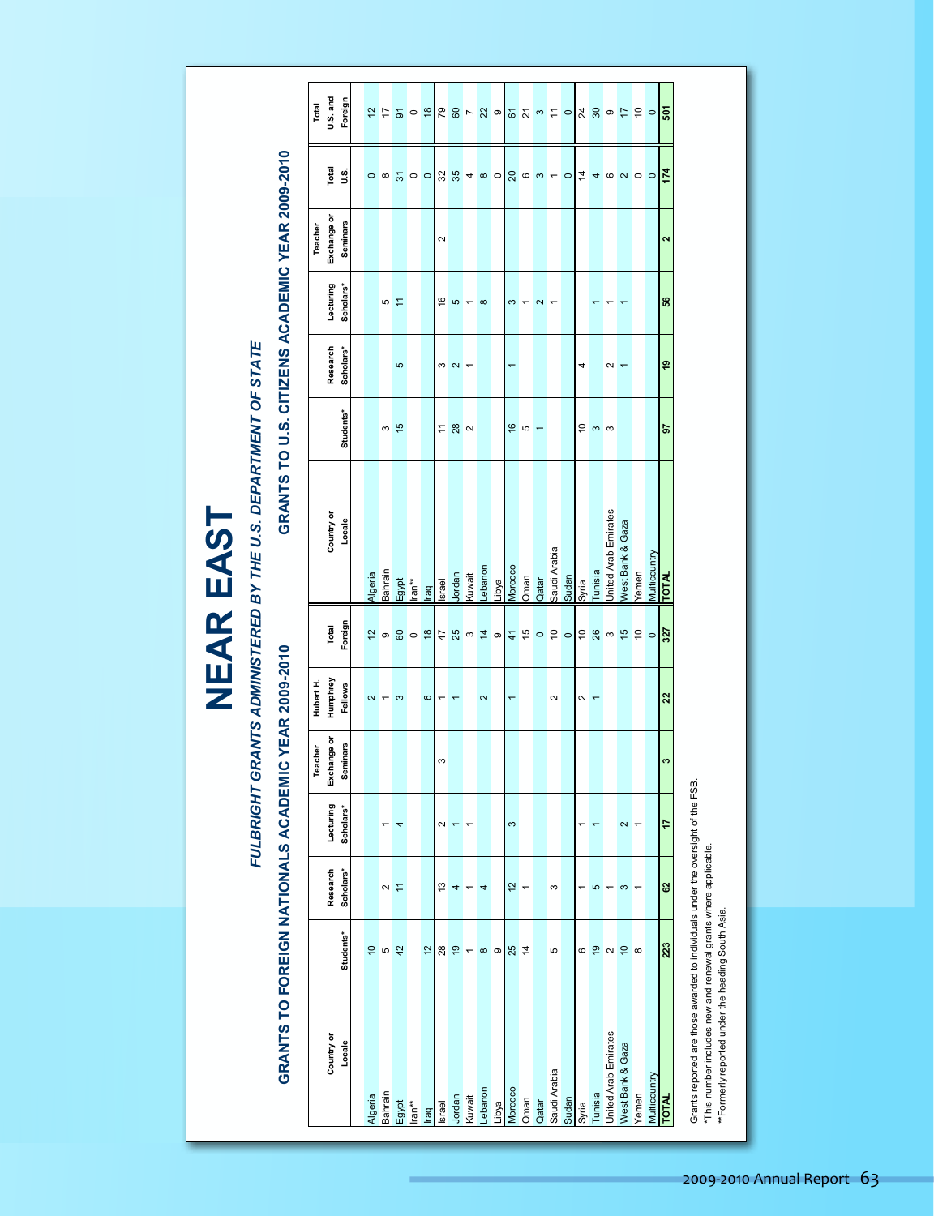# NEAR EAST

## *FULBRIGHT GRANTS ADMINISTERED BY THE U.S. DEPARTMENT OF STATE*

### GRANTS TO FOREIGN NATIONALS ACADEMIC YEAR 2009-2010

| Country or Locale | Students* | Research Scholars* | Lecturing Scholars* | Teacher Exchange or Seminars | Hubert H. Humphrey Fellows | Total Foreign |
|---|---|---|---|---|---|---|
| Algeria | 10 | | | | 2 | 12 |
| Bahrain | 5 | 2 | 1 | | 1 | 9 |
| Egypt | 42 | 11 | 4 | | 3 | 60 |
| Iran** | | | | | | 0 |
| Iraq | 12 | | | | 6 | 18 |
| Israel | 28 | 13 | 2 | 3 | 1 | 47 |
| Jordan | 19 | 4 | 1 | | 1 | 25 |
| Kuwait | 1 | 1 | 1 | | | 3 |
| Lebanon | 8 | 4 | | | 2 | 14 |
| Libya | 9 | | | | | 9 |
| Morocco | 25 | 12 | 3 | | 1 | 41 |
| Oman | 14 | 1 | | | | 15 |
| Qatar | | | | | | 0 |
| Saudi Arabia | 5 | 3 | | | 2 | 10 |
| Sudan | | | | | | 0 |
| Syria | 6 | 1 | 1 | | 2 | 10 |
| Tunisia | 19 | 5 | 1 | | 1 | 26 |
| United Arab Emirates | 2 | 1 | | | | 3 |
| West Bank & Gaza | 10 | 3 | 2 | | | 15 |
| Yemen | 8 | 1 | 1 | | | 10 |
| Multicountry | | | | | | 0 |
| **TOTAL** | **223** | **62** | **17** | **3** | **22** | **327** |

### GRANTS TO U.S. CITIZENS ACADEMIC YEAR 2009-2010

| Country or Locale | Students* | Research Scholars* | Lecturing Scholars* | Teacher Exchange or Seminars | Total U.S. | Total U.S. and Foreign |
|---|---|---|---|---|---|---|
| Algeria | | | | | 0 | 12 |
| Bahrain | 3 | | 5 | | 8 | 17 |
| Egypt | 15 | 5 | 11 | | 31 | 91 |
| Iran** | | | | | 0 | 0 |
| Iraq | | | | | 0 | 18 |
| Israel | 11 | 3 | 16 | 2 | 32 | 79 |
| Jordan | 28 | 2 | 5 | | 35 | 60 |
| Kuwait | 2 | 1 | 1 | | 4 | 7 |
| Lebanon | | | 8 | | 8 | 22 |
| Libya | | | | | 0 | 9 |
| Morocco | 16 | 1 | 3 | | 20 | 61 |
| Oman | 5 | | 1 | | 6 | 21 |
| Qatar | 1 | | 2 | | 3 | 3 |
| Saudi Arabia | | | 1 | | 1 | 11 |
| Sudan | | | | | 0 | 0 |
| Syria | 10 | 4 | | | 14 | 24 |
| Tunisia | 3 | | 1 | | 4 | 30 |
| United Arab Emirates | 3 | 2 | 1 | | 6 | 9 |
| West Bank & Gaza | | 1 | 1 | | 2 | 17 |
| Yemen | | | | | 0 | 10 |
| Multicountry | | | | | 0 | 0 |
| **TOTAL** | **97** | **19** | **56** | **2** | **174** | **501** |

Grants reported are those awarded to individuals under the oversight of the FSB.
*This number includes new and renewal grants where applicable.
**Formerly reported under the heading South Asia.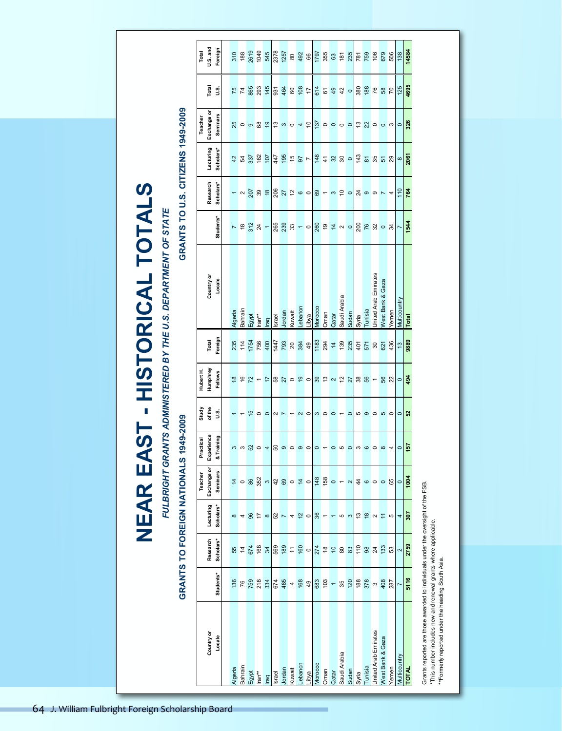# NEAR EAST - HISTORICAL TOTALS

*FULBRIGHT GRANTS ADMINISTERED BY THE U.S. DEPARTMENT OF STATE*

## GRANTS TO FOREIGN NATIONALS 1949-2009

| Country or Locale | Students* | Research Scholars* | Lecturing Scholars* | Teacher Exchange or Seminars | Practical Experience & Training | Study of the U.S. | Hubert H. Humphrey Fellows | Total Foreign |
|---|---|---|---|---|---|---|---|---|
| Algeria | 136 | 55 | 8 | 14 | 3 | 1 | 18 | 235 |
| Bahrain | 76 | 14 | 4 | 0 | 3 | 1 | 16 | 114 |
| Egypt | 759 | 674 | 96 | 86 | 52 | 15 | 72 | 1754 |
| Iran** | 218 | 168 | 17 | 352 | 0 | 0 | 1 | 756 |
| Iraq | 334 | 34 | 8 | 3 | 4 | 0 | 17 | 400 |
| Israel | 674 | 569 | 52 | 42 | 50 | 2 | 58 | 1447 |
| Jordan | 485 | 189 | 7 | 69 | 9 | 7 | 27 | 793 |
| Kuwait | 4 | 11 | 4 | 0 | 0 | 1 | 0 | 20 |
| Lebanon | 168 | 160 | 12 | 14 | 9 | 2 | 19 | 384 |
| Libya | 49 | 0 | 0 | 0 | 0 | 0 | 0 | 49 |
| Morocco | 683 | 274 | 36 | 148 | 0 | 3 | 39 | 1183 |
| Oman | 103 | 18 | 1 | 158 | 1 | 0 | 13 | 294 |
| Qatar | 1 | 10 | 1 | 0 | 0 | 0 | 2 | 14 |
| Saudi Arabia | 35 | 80 | 5 | 1 | 5 | 1 | 12 | 139 |
| Sudan | 120 | 83 | 3 | 2 | 0 | 0 | 27 | 235 |
| Syria | 188 | 110 | 13 | 44 | 3 | 5 | 38 | 401 |
| Tunisia | 378 | 98 | 18 | 6 | 6 | 9 | 56 | 571 |
| United Arab Emirates | 3 | 24 | 2 | 0 | 0 | 0 | 1 | 30 |
| West Bank & Gaza | 408 | 133 | 11 | 0 | 8 | 5 | 56 | 621 |
| Yemen | 287 | 53 | 5 | 65 | 4 | 0 | 22 | 436 |
| Multicountry | 7 | 2 | 4 | 0 | 0 | 0 | 0 | 13 |
| **TOTAL** | **5116** | **2759** | **307** | **1004** | **157** | **52** | **494** | **9889** |

## GRANTS TO U.S. CITIZENS 1949-2009

| Country or Locale | Students* | Research Scholars* | Lecturing Scholars* | Teacher Exchange or Seminars | Total U.S. | Total U.S. and Foreign |
|---|---|---|---|---|---|---|
| Algeria | 7 | 1 | 42 | 25 | 75 | 310 |
| Bahrain | 18 | 2 | 54 | 0 | 74 | 188 |
| Egypt | 312 | 207 | 337 | 9 | 865 | 2619 |
| Iran** | 24 | 39 | 162 | 68 | 293 | 1049 |
| Iraq | 1 | 18 | 107 | 19 | 145 | 545 |
| Israel | 265 | 206 | 447 | 13 | 931 | 2378 |
| Jordan | 239 | 27 | 195 | 3 | 464 | 1257 |
| Kuwait | 33 | 12 | 15 | 0 | 60 | 80 |
| Lebanon | 1 | 6 | 97 | 4 | 108 | 492 |
| Libya | 0 | 0 | 7 | 10 | 17 | 66 |
| Morocco | 260 | 69 | 148 | 137 | 614 | 1797 |
| Oman | 19 | 1 | 41 | 0 | 61 | 355 |
| Qatar | 14 | 3 | 32 | 0 | 49 | 63 |
| Saudi Arabia | 2 | 10 | 30 | 0 | 42 | 181 |
| Sudan | 0 | 0 | 0 | 0 | 0 | 235 |
| Syria | 200 | 24 | 143 | 13 | 380 | 781 |
| Tunisia | 76 | 9 | 81 | 22 | 188 | 759 |
| United Arab Emirates | 32 | 9 | 35 | 0 | 76 | 106 |
| West Bank & Gaza | 0 | 7 | 51 | 0 | 58 | 679 |
| Yemen | 34 | 4 | 29 | 3 | 70 | 506 |
| Multicountry | 7 | 110 | 8 | 0 | 125 | 138 |
| **Total** | **1544** | **764** | **2061** | **326** | **4695** | **14584** |

Grants reported are those awarded to individuals under the oversight of the FSB.
*This number includes new and renewal grants where applicable.
**Formerly reported under the heading South Asia.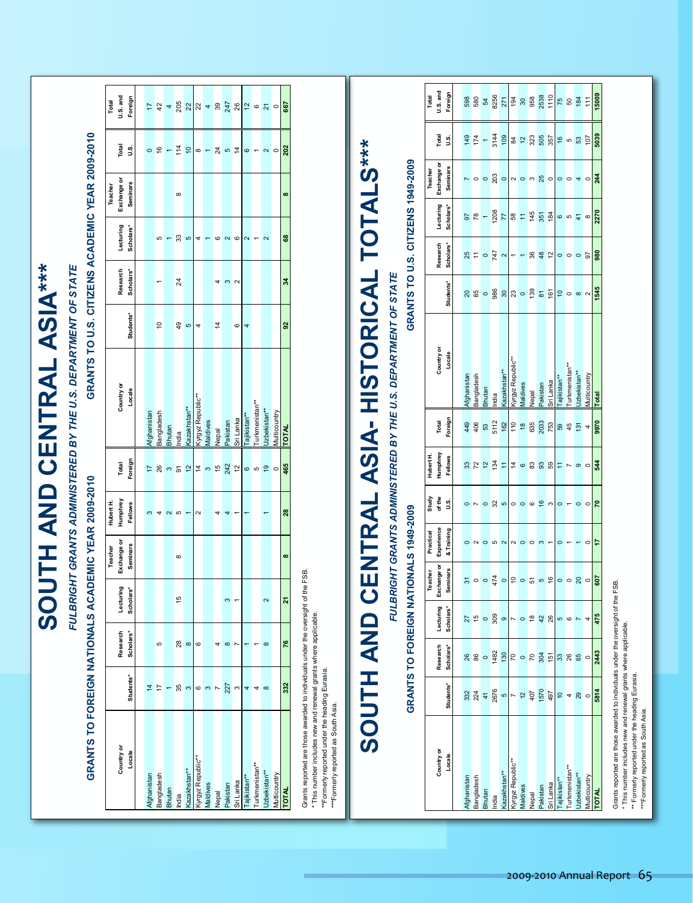# SOUTH AND CENTRAL ASIA***

## *FULBRIGHT GRANTS ADMINISTERED BY THE U.S. DEPARTMENT OF STATE*

### GRANTS TO FOREIGN NATIONALS ACADEMIC YEAR 2009-2010

| Country or Locale | Students* | Research Scholars* | Lecturing Scholars* | Teacher Exchange or Seminars | Hubert H. Humphrey Fellows | Total Foreign |
|---|---|---|---|---|---|---|
| Afghanistan | 14 | | | | 3 | 17 |
| Bangladesh | 17 | 5 | | | 4 | 26 |
| Bhutan | 1 | | | | 2 | 3 |
| India | 35 | 28 | 15 | 8 | 5 | 91 |
| Kazakhstan** | 3 | 8 | | | 1 | 12 |
| Kyrgyz Republic** | 6 | 6 | | | 2 | 14 |
| Maldives | 3 | | | | | 3 |
| Nepal | 7 | 4 | | | 4 | 15 |
| Pakistan | 227 | 8 | 3 | | 4 | 242 |
| Sri Lanka | 3 | 7 | 1 | | 1 | 12 |
| Tajikistan** | 4 | 1 | | | 1 | 6 |
| Turkmenistan** | 4 | 1 | | | | 5 |
| Uzbekistan** | 8 | 8 | 2 | | 1 | 19 |
| Multicountry | | | | | | 0 |
| **TOTAL** | **332** | **76** | **21** | **8** | **28** | **465** |

### GRANTS TO U.S. CITIZENS ACADEMIC YEAR 2009-2010

| Country or Locale | Students* | Research Scholars* | Lecturing Scholars* | Teacher Exchange or Seminars | Total U.S. | Total U.S. and Foreign |
|---|---|---|---|---|---|---|
| Afghanistan | | | | | 0 | 17 |
| Bangladesh | 10 | 1 | 5 | | 16 | 42 |
| Bhutan | | | 1 | | 1 | 4 |
| India | 49 | 24 | 33 | 8 | 114 | 205 |
| Kazakhstan** | 5 | | 5 | | 10 | 22 |
| Kyrgyz Republic** | 4 | | 4 | | 8 | 22 |
| Maldives | | | 1 | | 1 | 4 |
| Nepal | 14 | 4 | 6 | | 24 | 39 |
| Pakistan | | 3 | 2 | | 5 | 247 |
| Sri Lanka | 6 | 2 | 6 | | 14 | 26 |
| Tajikistan** | 4 | | 2 | | 6 | 12 |
| Turkmenistan** | | | 1 | | 1 | 6 |
| Uzbekistan** | | | 2 | | 2 | 21 |
| Multicountry | | | | | 0 | 0 |
| **TOTAL** | **92** | **34** | **68** | **8** | **202** | **667** |

Grants reported are those awarded to individuals under the oversight of the FSB.
\* This number includes new and renewal grants where applicable.
\*\*Formerly reported under the heading Eurasia.
\*\*\*Formerly reported as South Asia.

# SOUTH AND CENTRAL ASIA- HISTORICAL TOTALS***

## *FULBRIGHT GRANTS ADMINISTERED BY THE U.S. DEPARTMENT OF STATE*

### GRANTS TO FOREIGN NATIONALS 1949-2009

| Country or Locale | Students* | Research Scholars* | Lecturing Scholars* | Teacher Exchange or Seminars | Practical Experience & Training | Study of the U.S. | Hubert H. Humphrey Fellows | Total Foreign |
|---|---|---|---|---|---|---|---|---|
| Afghanistan | 332 | 26 | 27 | 31 | 0 | 0 | 33 | 449 |
| Bangladesh | 224 | 86 | 15 | 0 | 2 | 7 | 72 | 406 |
| Bhutan | 41 | 0 | 0 | 0 | 0 | 0 | 12 | 53 |
| India | 2676 | 1482 | 309 | 474 | 5 | 32 | 134 | 5112 |
| Kazakhstan** | 5 | 130 | 9 | 0 | 2 | 5 | 11 | 162 |
| Kyrgyz Republic** | 7 | 70 | 7 | 10 | 2 | 0 | 14 | 110 |
| Maldives | 12 | 0 | 0 | 0 | 0 | 0 | 6 | 18 |
| Nepal | 407 | 70 | 18 | 51 | 0 | 6 | 83 | 635 |
| Pakistan | 1570 | 304 | 42 | 5 | 3 | 16 | 93 | 2033 |
| Sri Lanka | 497 | 151 | 26 | 16 | 1 | 3 | 59 | 753 |
| Tajikistan** | 10 | 33 | 5 | 0 | 0 | 0 | 11 | 59 |
| Turkmenistan** | 4 | 26 | 6 | 0 | 1 | 1 | 7 | 45 |
| Uzbekistan** | 29 | 65 | 7 | 20 | 1 | 0 | 9 | 131 |
| Multicountry | 0 | 0 | 4 | 0 | 0 | 0 | 0 | 4 |
| **TOTAL** | **5814** | **2443** | **475** | **607** | **17** | **70** | **544** | **9970** |

### GRANTS TO U.S. CITIZENS 1949-2009

| Country or Locale | Students* | Research Scholars* | Lecturing Scholars* | Teacher Exchange or Seminars | Total U.S. | Total U.S. and Foreign |
|---|---|---|---|---|---|---|
| Afghanistan | 20 | 25 | 97 | 7 | 149 | 598 |
| Bangladesh | 85 | 11 | 78 | 0 | 174 | 580 |
| Bhutan | 0 | 0 | 1 | 0 | 1 | 54 |
| India | 986 | 747 | 1208 | 203 | 3144 | 8256 |
| Kazakhstan** | 30 | 2 | 77 | 0 | 109 | 271 |
| Kyrgyz Republic** | 23 | 1 | 58 | 2 | 84 | 194 |
| Maldives | 0 | 1 | 11 | 0 | 12 | 30 |
| Nepal | 139 | 36 | 145 | 3 | 323 | 958 |
| Pakistan | 81 | 48 | 351 | 25 | 505 | 2538 |
| Sri Lanka | 161 | 12 | 184 | 0 | 357 | 1110 |
| Tajikistan** | 10 | 0 | 6 | 0 | 16 | 75 |
| Turkmenistan** | 0 | 0 | 5 | 0 | 5 | 50 |
| Uzbekistan** | 8 | 0 | 41 | 4 | 53 | 184 |
| Multicountry | 2 | 97 | 8 | 0 | 107 | 111 |
| **Total** | **1545** | **980** | **2270** | **244** | **5039** | **15009** |

Grants reported are those awarded to individuals under the oversight of the FSB.
\* This number includes new and renewal grants where applicable.
\*\* Formerly reported under the heading Eurasia.
\*\*\*Formerly reported as South Asia.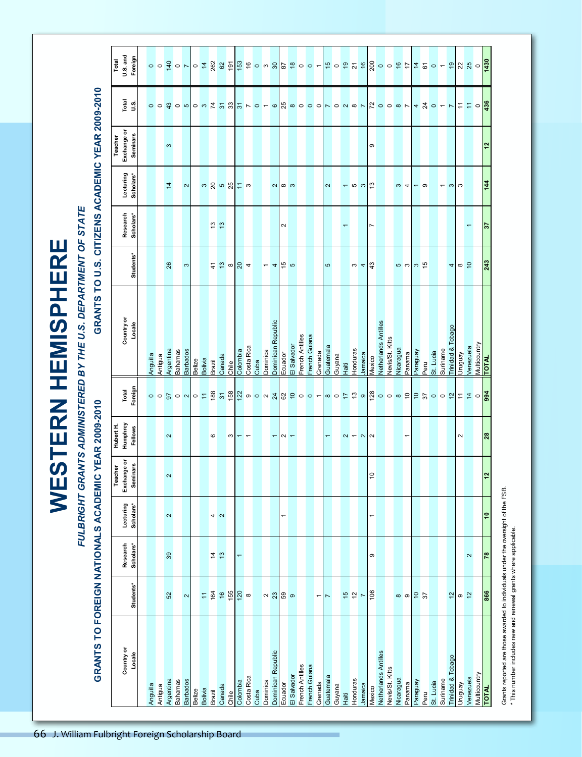# WESTERN HEMISPHERE

## *FULBRIGHT GRANTS ADMINISTERED BY THE U.S. DEPARTMENT OF STATE*

### GRANTS TO FOREIGN NATIONALS ACADEMIC YEAR 2009-2010

| Country or Locale | Students* | Research Scholars* | Lecturing Scholars* | Teacher Exchange or Seminars | Hubert H. Humphrey Fellows | Total Foreign |
|---|---|---|---|---|---|---|
| Anguilla | | | | | | 0 |
| Antigua | | | | | | 0 |
| Argentina | 52 | 39 | 2 | 2 | 2 | 97 |
| Bahamas | | | | | | 0 |
| Barbados | 2 | | | | | 2 |
| Belize | | | | | | 0 |
| Bolivia | 11 | | | | | 11 |
| Brazil | 164 | 14 | 4 | | 6 | 188 |
| Canada | 16 | 13 | 2 | | | 31 |
| Chile | 155 | | | | 3 | 158 |
| Colombia | 120 | 1 | | | 1 | 122 |
| Costa Rica | 8 | | | | 1 | 9 |
| Cuba | | | | | | 0 |
| Dominica | 2 | | | | | 2 |
| Dominican Republic | 23 | | | | 1 | 24 |
| Ecuador | 59 | | 1 | | 2 | 62 |
| El Salvador | 9 | | | | 1 | 10 |
| French Antilles | | | | | | 0 |
| French Guiana | | | | | | 0 |
| Grenada | 1 | | | | | 1 |
| Guatemala | 7 | | | | 1 | 8 |
| Guyana | | | | | | 0 |
| Haiti | 15 | | | | 2 | 17 |
| Honduras | 12 | | | | 1 | 13 |
| Jamaica | 7 | | | | 2 | 9 |
| Mexico | 106 | 9 | 1 | 10 | 2 | 128 |
| Netherlands Antilles | | | | | | 0 |
| Nevis/St. Kitts | | | | | | 0 |
| Nicaragua | 8 | | | | | 8 |
| Panama | 9 | | | | 1 | 10 |
| Paraguay | 10 | | | | | 10 |
| Peru | 37 | | | | | 37 |
| St. Lucia | | | | | | 0 |
| Suriname | | | | | | 0 |
| Trinidad & Tobago | 12 | | | | | 12 |
| Uruguay | 9 | | | | 2 | 11 |
| Venezuela | 12 | 2 | | | | 14 |
| Multicountry | | | | | | 0 |
| **TOTAL** | **866** | **78** | **10** | **12** | **28** | **994** |

### GRANTS TO U.S. CITIZENS ACADEMIC YEAR 2009-2010

| Country or Locale | Students* | Research Scholars* | Lecturing Scholars* | Teacher Exchange or Seminars | Total U.S. | Total U.S. and Foreign |
|---|---|---|---|---|---|---|
| Anguilla | | | | | 0 | 0 |
| Antigua | | | | | 0 | 0 |
| Argentina | 26 | | 14 | 3 | 43 | 140 |
| Bahamas | | | | | 0 | 0 |
| Barbados | 3 | | 2 | | 5 | 7 |
| Belize | | | | | 0 | 0 |
| Bolivia | | | 3 | | 3 | 14 |
| Brazil | 41 | 13 | 20 | | 74 | 262 |
| Canada | 13 | 13 | 5 | | 31 | 62 |
| Chile | 8 | | 25 | | 33 | 191 |
| Colombia | 20 | | 11 | | 31 | 153 |
| Costa Rica | 4 | | 3 | | 7 | 16 |
| Cuba | | | | | 0 | 0 |
| Dominica | 1 | | | | 1 | 3 |
| Dominican Republic | 4 | | 2 | | 6 | 30 |
| Ecuador | 15 | 2 | 8 | | 25 | 87 |
| El Salvador | 5 | | 3 | | 8 | 18 |
| French Antilles | | | | | 0 | 0 |
| French Guiana | | | | | 0 | 0 |
| Grenada | | | | | 0 | 1 |
| Guatemala | 5 | | 2 | | 7 | 15 |
| Guyana | | | | | 0 | 0 |
| Haiti | | 1 | 1 | | 2 | 19 |
| Honduras | 3 | | 5 | | 8 | 21 |
| Jamaica | 4 | | 3 | | 7 | 16 |
| Mexico | 43 | 7 | 13 | 9 | 72 | 200 |
| Netherlands Antilles | | | | | 0 | 0 |
| Nevis/St. Kitts | | | | | 0 | 0 |
| Nicaragua | 5 | | 3 | | 8 | 16 |
| Panama | 3 | | 4 | | 7 | 17 |
| Paraguay | 3 | | 1 | | 4 | 14 |
| Peru | 15 | | 9 | | 24 | 61 |
| St. Lucia | | | | | 0 | 0 |
| Suriname | | | 1 | | 1 | 1 |
| Trinidad & Tobago | 4 | | 3 | | 7 | 19 |
| Uruguay | 8 | | 3 | | 11 | 22 |
| Venezuela | 10 | 1 | | | 11 | 25 |
| Multicountry | | | | | 0 | 0 |
| **TOTAL** | **243** | **37** | **144** | **12** | **436** | **1430** |

Grants reported are those awarded to individuals under the oversight of the FSB.
\* This number includes new and renewal grants where applicable.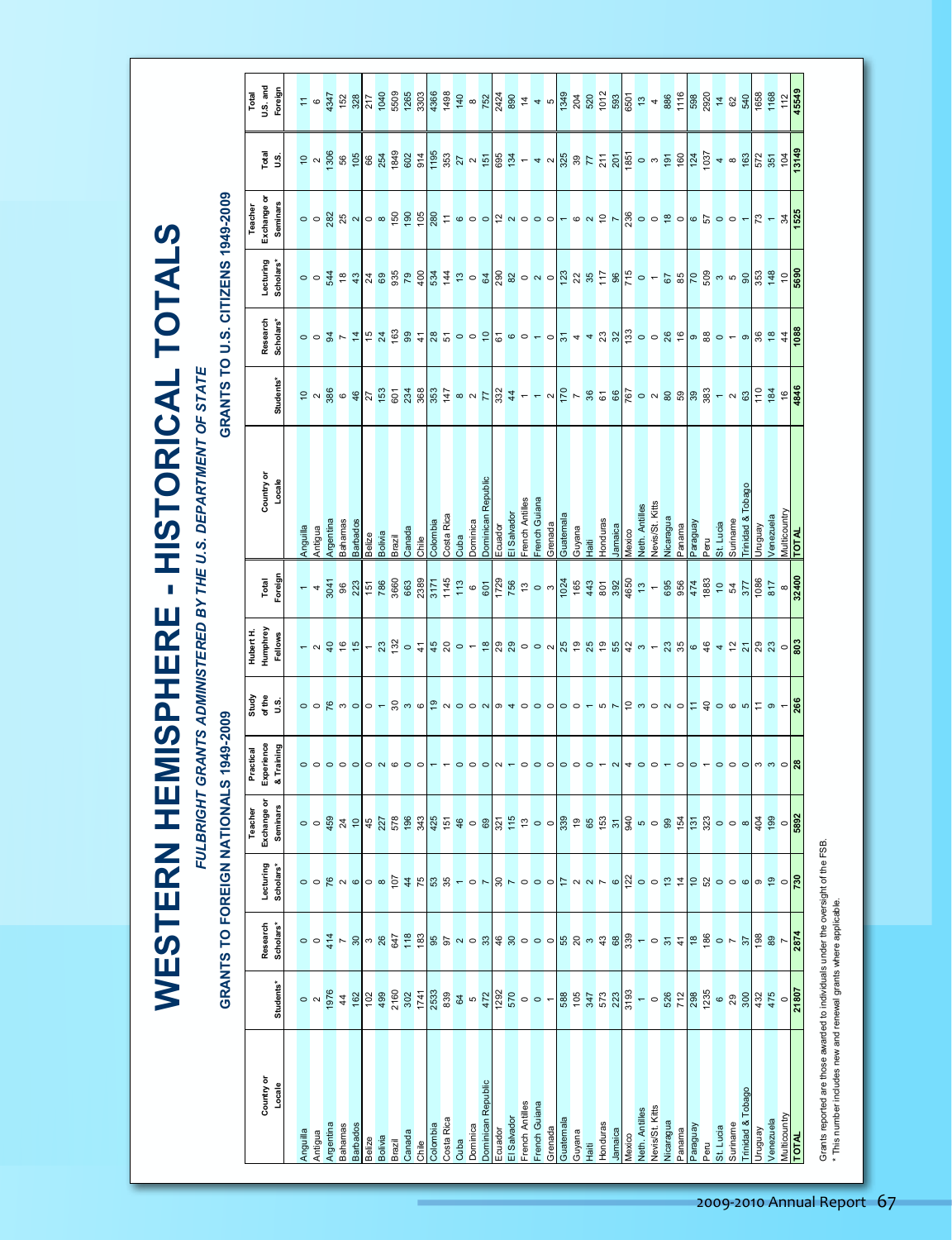# WESTERN HEMISPHERE - HISTORICAL TOTALS

*FULBRIGHT GRANTS ADMINISTERED BY THE U.S. DEPARTMENT OF STATE*

## GRANTS TO FOREIGN NATIONALS 1949-2009

| Country or Locale | Students* | Research Scholars* | Lecturing Scholars* | Teacher Exchange or Seminars | Practical Experience & Training | Study of the U.S. | Hubert H. Humphrey Fellows | Total Foreign |
|---|---|---|---|---|---|---|---|---|
| Anguilla | 0 | 0 | 0 | 0 | 0 | 0 | 1 | 1 |
| Antigua | 2 | 0 | 0 | 0 | 0 | 0 | 2 | 4 |
| Argentina | 1976 | 414 | 76 | 459 | 0 | 76 | 40 | 3041 |
| Bahamas | 44 | 7 | 2 | 24 | 0 | 3 | 16 | 96 |
| Barbados | 162 | 30 | 6 | 10 | 0 | 0 | 15 | 223 |
| Belize | 102 | 3 | 0 | 45 | 0 | 0 | 1 | 151 |
| Bolivia | 499 | 26 | 8 | 227 | 2 | 1 | 23 | 786 |
| Brazil | 2160 | 647 | 107 | 578 | 6 | 30 | 132 | 3660 |
| Canada | 302 | 118 | 44 | 196 | 0 | 3 | 0 | 663 |
| Chile | 1741 | 183 | 75 | 343 | 0 | 6 | 41 | 2389 |
| Colombia | 2533 | 95 | 53 | 425 | 1 | 19 | 45 | 3171 |
| Costa Rica | 839 | 97 | 35 | 151 | 1 | 2 | 20 | 1145 |
| Cuba | 64 | 2 | 1 | 46 | 0 | 0 | 0 | 113 |
| Dominica | 5 | 0 | 0 | 0 | 0 | 0 | 1 | 6 |
| Dominican Republic | 472 | 33 | 7 | 69 | 0 | 2 | 18 | 601 |
| Ecuador | 1292 | 46 | 30 | 321 | 2 | 9 | 29 | 1729 |
| El Salvador | 570 | 30 | 7 | 115 | 1 | 4 | 29 | 756 |
| French Antilles | 0 | 0 | 0 | 13 | 0 | 0 | 0 | 13 |
| French Guiana | 0 | 0 | 0 | 0 | 0 | 0 | 0 | 0 |
| Grenada | 1 | 0 | 0 | 0 | 0 | 0 | 2 | 3 |
| Guatemala | 588 | 55 | 17 | 339 | 0 | 0 | 25 | 1024 |
| Guyana | 105 | 20 | 2 | 19 | 0 | 0 | 19 | 165 |
| Haiti | 347 | 3 | 2 | 65 | 0 | 1 | 25 | 443 |
| Honduras | 573 | 43 | 7 | 153 | 1 | 5 | 19 | 801 |
| Jamaica | 223 | 68 | 6 | 31 | 2 | 7 | 55 | 392 |
| Mexico | 3193 | 339 | 122 | 940 | 4 | 10 | 42 | 4650 |
| Neth. Antilles | 1 | 1 | 0 | 5 | 0 | 3 | 3 | 13 |
| Nevis/St. Kitts | 0 | 0 | 0 | 0 | 0 | 0 | 1 | 1 |
| Nicaragua | 526 | 31 | 13 | 99 | 1 | 2 | 23 | 695 |
| Panama | 712 | 41 | 14 | 154 | 0 | 0 | 35 | 956 |
| Paraguay | 298 | 18 | 10 | 131 | 0 | 11 | 6 | 474 |
| Peru | 1235 | 186 | 52 | 323 | 1 | 40 | 46 | 1883 |
| St. Lucia | 6 | 0 | 0 | 0 | 0 | 0 | 4 | 10 |
| Suriname | 29 | 7 | 0 | 0 | 0 | 6 | 12 | 54 |
| Trinidad & Tobago | 300 | 37 | 6 | 8 | 0 | 5 | 21 | 377 |
| Uruguay | 432 | 198 | 9 | 404 | 3 | 11 | 29 | 1086 |
| Venezuela | 475 | 89 | 19 | 199 | 3 | 9 | 23 | 817 |
| Multicountry | 0 | 7 | 0 | 0 | 0 | 1 | 0 | 8 |
| **TOTAL** | **21807** | **2874** | **730** | **5892** | **28** | **266** | **803** | **32400** |

## GRANTS TO U.S. CITIZENS 1949-2009

| Country or Locale | Students* | Research Scholars* | Lecturing Scholars* | Teacher Exchange or Seminars | Total U.S. | Total U.S. and Foreign |
|---|---|---|---|---|---|---|
| Anguilla | 10 | 0 | 0 | 0 | 10 | 11 |
| Antigua | 2 | 0 | 0 | 0 | 2 | 6 |
| Argentina | 386 | 94 | 544 | 282 | 1306 | 4347 |
| Bahamas | 6 | 7 | 18 | 25 | 56 | 152 |
| Barbados | 46 | 14 | 43 | 2 | 105 | 328 |
| Belize | 27 | 15 | 24 | 0 | 66 | 217 |
| Bolivia | 153 | 24 | 69 | 8 | 254 | 1040 |
| Brazil | 601 | 163 | 935 | 150 | 1849 | 5509 |
| Canada | 234 | 99 | 79 | 190 | 602 | 1265 |
| Chile | 368 | 41 | 400 | 105 | 914 | 3303 |
| Colombia | 353 | 28 | 534 | 280 | 1195 | 4366 |
| Costa Rica | 147 | 51 | 144 | 11 | 353 | 1498 |
| Cuba | 8 | 0 | 13 | 6 | 27 | 140 |
| Dominica | 2 | 0 | 0 | 0 | 2 | 8 |
| Dominican Republic | 77 | 10 | 64 | 0 | 151 | 752 |
| Ecuador | 332 | 61 | 290 | 12 | 695 | 2424 |
| El Salvador | 44 | 6 | 82 | 2 | 134 | 890 |
| French Antilles | 1 | 0 | 0 | 0 | 1 | 14 |
| French Guiana | 1 | 1 | 2 | 0 | 4 | 4 |
| Grenada | 2 | 0 | 0 | 0 | 2 | 5 |
| Guatemala | 170 | 31 | 123 | 1 | 325 | 1349 |
| Guyana | 7 | 4 | 22 | 6 | 39 | 204 |
| Haiti | 36 | 4 | 35 | 2 | 77 | 520 |
| Honduras | 61 | 23 | 117 | 10 | 211 | 1012 |
| Jamaica | 66 | 32 | 96 | 7 | 201 | 593 |
| Mexico | 767 | 133 | 715 | 236 | 1851 | 6501 |
| Neth. Antilles | 0 | 0 | 0 | 0 | 0 | 13 |
| Nevis/St. Kitts | 2 | 0 | 1 | 0 | 3 | 4 |
| Nicaragua | 80 | 26 | 67 | 18 | 191 | 886 |
| Panama | 59 | 16 | 85 | 0 | 160 | 1116 |
| Paraguay | 39 | 9 | 70 | 6 | 124 | 598 |
| Peru | 383 | 88 | 509 | 57 | 1037 | 2920 |
| St. Lucia | 1 | 0 | 3 | 0 | 4 | 14 |
| Suriname | 2 | 1 | 5 | 0 | 8 | 62 |
| Trinidad & Tobago | 63 | 9 | 90 | 1 | 163 | 540 |
| Uruguay | 110 | 36 | 353 | 73 | 572 | 1658 |
| Venezuela | 184 | 18 | 148 | 1 | 351 | 1168 |
| Multicountry | 16 | 44 | 10 | 34 | 104 | 112 |
| **TOTAL** | **4846** | **1088** | **5690** | **1525** | **13149** | **45549** |

Grants reported are those awarded to individuals under the oversight of the FSB.
\* This number includes new and renewal grants where applicable.